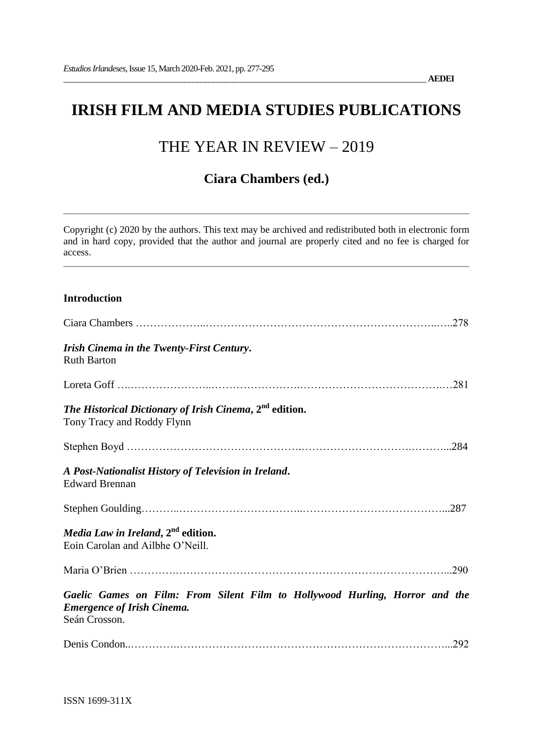# IRISH FILM AND MEDIA STUDIES PUBLICATIONS

## THE YEAR IN REVIEW – 2019

### Ciara Chambers (ed.)

Copyright (c) 2020 by the authors. This text may be archived and redistributed both in electronic form and in hard copy, provided that the author and journal are properly cited and no fee is charged for access.

**Introduction**

Ciara Chambers ……………………………………………………………………………278

***Irish Cinema in the Twenty-First Century*.**
Ruth Barton

Loreta Goff ……………………………………………………………………………281

***The Historical Dictionary of Irish Cinema*, 2nd edition.**
Tony Tracy and Roddy Flynn

Stephen Boyd ……………………………………………………………………………284

***A Post-Nationalist History of Television in Ireland*.**
Edward Brennan

Stephen Goulding……………………………………………………………………………287

***Media Law in Ireland*, 2nd edition.**
Eoin Carolan and Ailbhe O'Neill.

Maria O'Brien ……………………………………………………………………………290

***Gaelic Games on Film: From Silent Film to Hollywood Hurling, Horror and the Emergence of Irish Cinema.***
Seán Crosson.

Denis Condon……………………………………………………………………………292

ISSN 1699-311X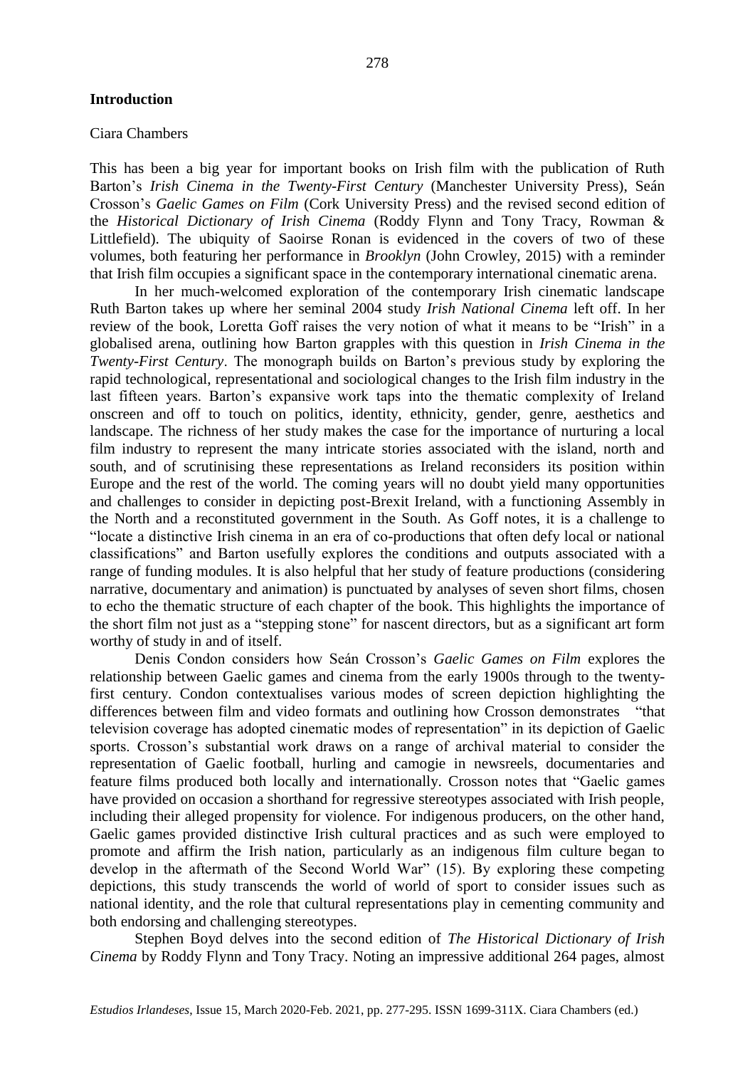## Introduction

Ciara Chambers

This has been a big year for important books on Irish film with the publication of Ruth Barton's *Irish Cinema in the Twenty-First Century* (Manchester University Press), Seán Crosson's *Gaelic Games on Film* (Cork University Press) and the revised second edition of the *Historical Dictionary of Irish Cinema* (Roddy Flynn and Tony Tracy, Rowman & Littlefield). The ubiquity of Saoirse Ronan is evidenced in the covers of two of these volumes, both featuring her performance in *Brooklyn* (John Crowley, 2015) with a reminder that Irish film occupies a significant space in the contemporary international cinematic arena.

In her much-welcomed exploration of the contemporary Irish cinematic landscape Ruth Barton takes up where her seminal 2004 study *Irish National Cinema* left off. In her review of the book, Loretta Goff raises the very notion of what it means to be "Irish" in a globalised arena, outlining how Barton grapples with this question in *Irish Cinema in the Twenty-First Century*. The monograph builds on Barton's previous study by exploring the rapid technological, representational and sociological changes to the Irish film industry in the last fifteen years. Barton's expansive work taps into the thematic complexity of Ireland onscreen and off to touch on politics, identity, ethnicity, gender, genre, aesthetics and landscape. The richness of her study makes the case for the importance of nurturing a local film industry to represent the many intricate stories associated with the island, north and south, and of scrutinising these representations as Ireland reconsiders its position within Europe and the rest of the world. The coming years will no doubt yield many opportunities and challenges to consider in depicting post-Brexit Ireland, with a functioning Assembly in the North and a reconstituted government in the South. As Goff notes, it is a challenge to "locate a distinctive Irish cinema in an era of co-productions that often defy local or national classifications" and Barton usefully explores the conditions and outputs associated with a range of funding modules. It is also helpful that her study of feature productions (considering narrative, documentary and animation) is punctuated by analyses of seven short films, chosen to echo the thematic structure of each chapter of the book. This highlights the importance of the short film not just as a "stepping stone" for nascent directors, but as a significant art form worthy of study in and of itself.

Denis Condon considers how Seán Crosson's *Gaelic Games on Film* explores the relationship between Gaelic games and cinema from the early 1900s through to the twenty-first century. Condon contextualises various modes of screen depiction highlighting the differences between film and video formats and outlining how Crosson demonstrates "that television coverage has adopted cinematic modes of representation" in its depiction of Gaelic sports. Crosson's substantial work draws on a range of archival material to consider the representation of Gaelic football, hurling and camogie in newsreels, documentaries and feature films produced both locally and internationally. Crosson notes that "Gaelic games have provided on occasion a shorthand for regressive stereotypes associated with Irish people, including their alleged propensity for violence. For indigenous producers, on the other hand, Gaelic games provided distinctive Irish cultural practices and as such were employed to promote and affirm the Irish nation, particularly as an indigenous film culture began to develop in the aftermath of the Second World War" (15). By exploring these competing depictions, this study transcends the world of world of sport to consider issues such as national identity, and the role that cultural representations play in cementing community and both endorsing and challenging stereotypes.

Stephen Boyd delves into the second edition of *The Historical Dictionary of Irish Cinema* by Roddy Flynn and Tony Tracy. Noting an impressive additional 264 pages, almost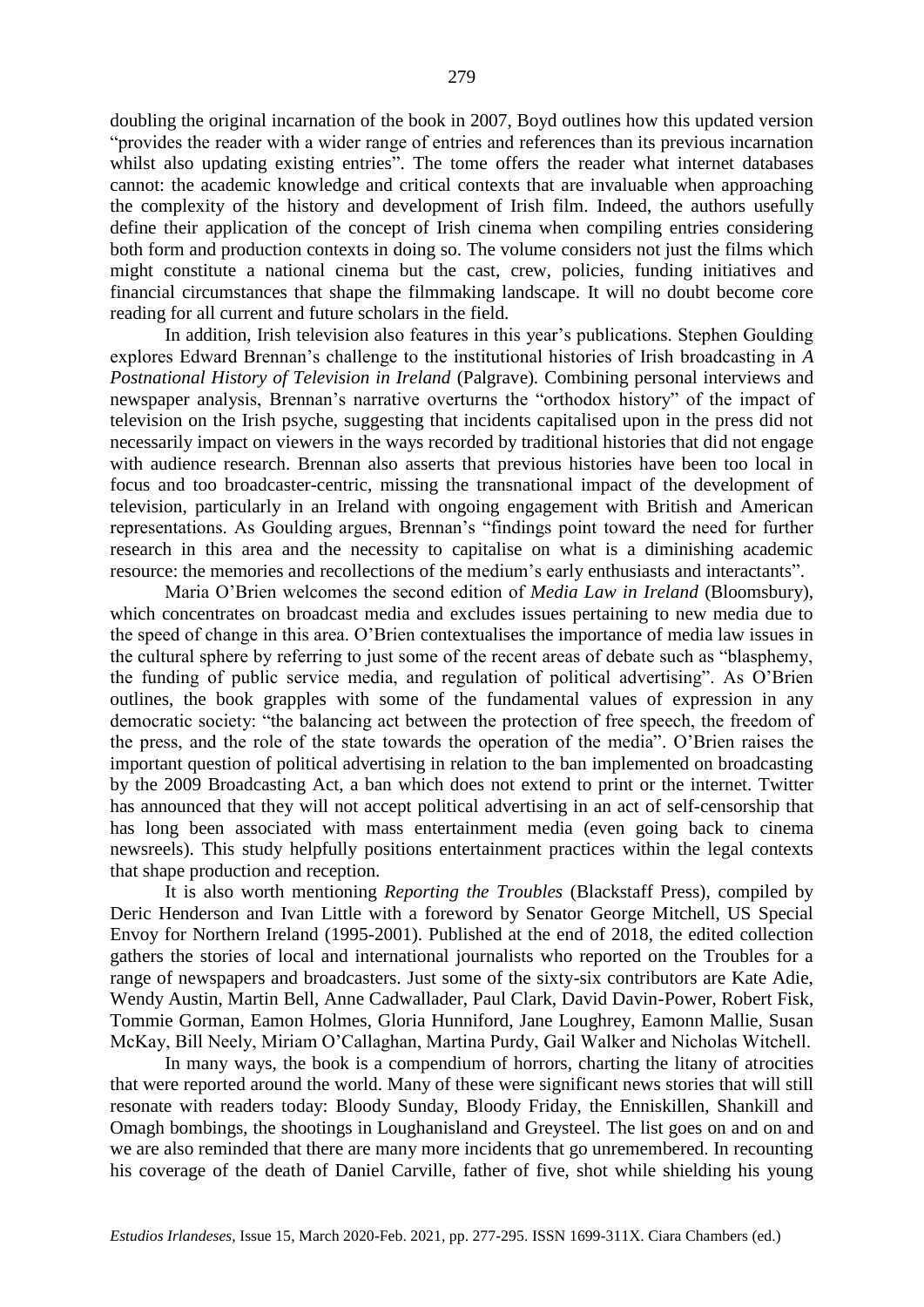doubling the original incarnation of the book in 2007, Boyd outlines how this updated version "provides the reader with a wider range of entries and references than its previous incarnation whilst also updating existing entries". The tome offers the reader what internet databases cannot: the academic knowledge and critical contexts that are invaluable when approaching the complexity of the history and development of Irish film. Indeed, the authors usefully define their application of the concept of Irish cinema when compiling entries considering both form and production contexts in doing so. The volume considers not just the films which might constitute a national cinema but the cast, crew, policies, funding initiatives and financial circumstances that shape the filmmaking landscape. It will no doubt become core reading for all current and future scholars in the field.

In addition, Irish television also features in this year's publications. Stephen Goulding explores Edward Brennan's challenge to the institutional histories of Irish broadcasting in *A Postnational History of Television in Ireland* (Palgrave). Combining personal interviews and newspaper analysis, Brennan's narrative overturns the "orthodox history" of the impact of television on the Irish psyche, suggesting that incidents capitalised upon in the press did not necessarily impact on viewers in the ways recorded by traditional histories that did not engage with audience research. Brennan also asserts that previous histories have been too local in focus and too broadcaster-centric, missing the transnational impact of the development of television, particularly in an Ireland with ongoing engagement with British and American representations. As Goulding argues, Brennan's "findings point toward the need for further research in this area and the necessity to capitalise on what is a diminishing academic resource: the memories and recollections of the medium's early enthusiasts and interactants".

Maria O'Brien welcomes the second edition of *Media Law in Ireland* (Bloomsbury), which concentrates on broadcast media and excludes issues pertaining to new media due to the speed of change in this area. O'Brien contextualises the importance of media law issues in the cultural sphere by referring to just some of the recent areas of debate such as "blasphemy, the funding of public service media, and regulation of political advertising". As O'Brien outlines, the book grapples with some of the fundamental values of expression in any democratic society: "the balancing act between the protection of free speech, the freedom of the press, and the role of the state towards the operation of the media". O'Brien raises the important question of political advertising in relation to the ban implemented on broadcasting by the 2009 Broadcasting Act, a ban which does not extend to print or the internet. Twitter has announced that they will not accept political advertising in an act of self-censorship that has long been associated with mass entertainment media (even going back to cinema newsreels). This study helpfully positions entertainment practices within the legal contexts that shape production and reception.

It is also worth mentioning *Reporting the Troubles* (Blackstaff Press), compiled by Deric Henderson and Ivan Little with a foreword by Senator George Mitchell, US Special Envoy for Northern Ireland (1995-2001). Published at the end of 2018, the edited collection gathers the stories of local and international journalists who reported on the Troubles for a range of newspapers and broadcasters. Just some of the sixty-six contributors are Kate Adie, Wendy Austin, Martin Bell, Anne Cadwallader, Paul Clark, David Davin-Power, Robert Fisk, Tommie Gorman, Eamon Holmes, Gloria Hunniford, Jane Loughrey, Eamonn Mallie, Susan McKay, Bill Neely, Miriam O'Callaghan, Martina Purdy, Gail Walker and Nicholas Witchell.

In many ways, the book is a compendium of horrors, charting the litany of atrocities that were reported around the world. Many of these were significant news stories that will still resonate with readers today: Bloody Sunday, Bloody Friday, the Enniskillen, Shankill and Omagh bombings, the shootings in Loughanisland and Greysteel. The list goes on and on and we are also reminded that there are many more incidents that go unremembered. In recounting his coverage of the death of Daniel Carville, father of five, shot while shielding his young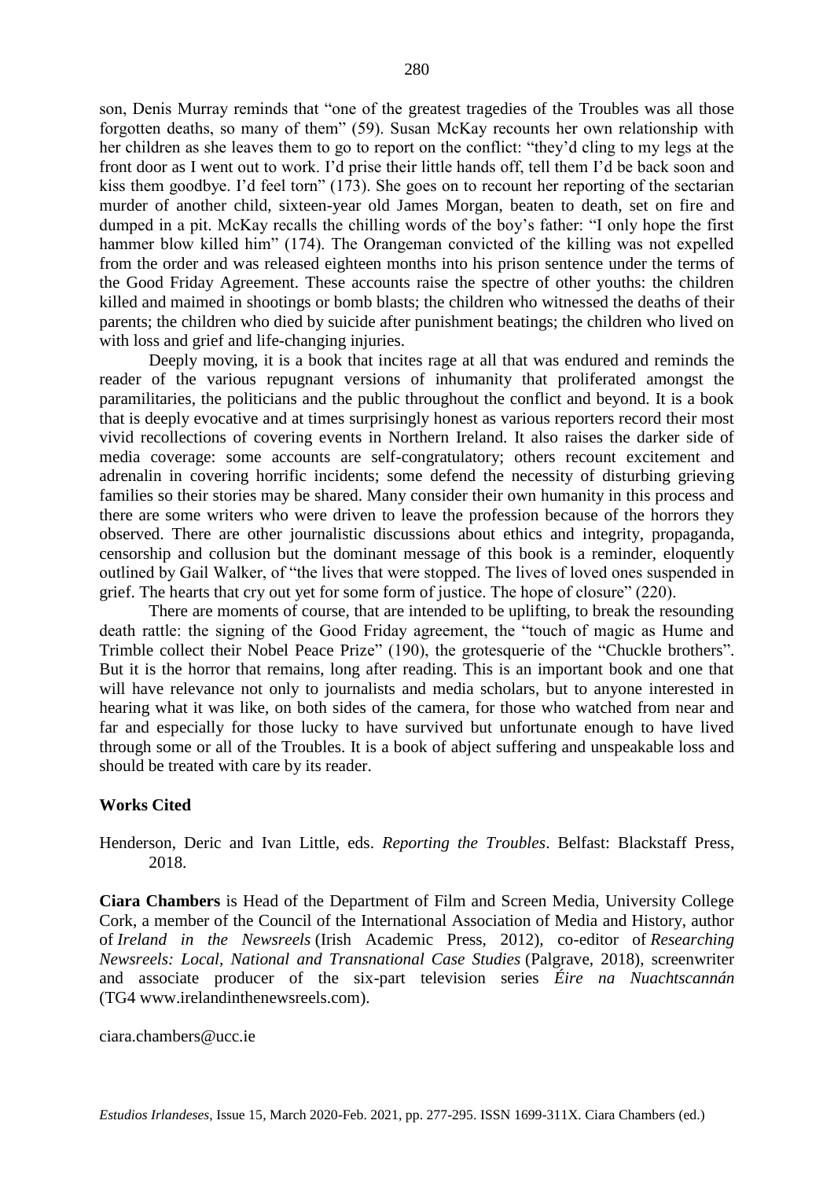son, Denis Murray reminds that "one of the greatest tragedies of the Troubles was all those forgotten deaths, so many of them" (59). Susan McKay recounts her own relationship with her children as she leaves them to go to report on the conflict: "they'd cling to my legs at the front door as I went out to work. I'd prise their little hands off, tell them I'd be back soon and kiss them goodbye. I'd feel torn" (173). She goes on to recount her reporting of the sectarian murder of another child, sixteen-year old James Morgan, beaten to death, set on fire and dumped in a pit. McKay recalls the chilling words of the boy's father: "I only hope the first hammer blow killed him" (174). The Orangeman convicted of the killing was not expelled from the order and was released eighteen months into his prison sentence under the terms of the Good Friday Agreement. These accounts raise the spectre of other youths: the children killed and maimed in shootings or bomb blasts; the children who witnessed the deaths of their parents; the children who died by suicide after punishment beatings; the children who lived on with loss and grief and life-changing injuries.

Deeply moving, it is a book that incites rage at all that was endured and reminds the reader of the various repugnant versions of inhumanity that proliferated amongst the paramilitaries, the politicians and the public throughout the conflict and beyond. It is a book that is deeply evocative and at times surprisingly honest as various reporters record their most vivid recollections of covering events in Northern Ireland. It also raises the darker side of media coverage: some accounts are self-congratulatory; others recount excitement and adrenalin in covering horrific incidents; some defend the necessity of disturbing grieving families so their stories may be shared. Many consider their own humanity in this process and there are some writers who were driven to leave the profession because of the horrors they observed. There are other journalistic discussions about ethics and integrity, propaganda, censorship and collusion but the dominant message of this book is a reminder, eloquently outlined by Gail Walker, of "the lives that were stopped. The lives of loved ones suspended in grief. The hearts that cry out yet for some form of justice. The hope of closure" (220).

There are moments of course, that are intended to be uplifting, to break the resounding death rattle: the signing of the Good Friday agreement, the "touch of magic as Hume and Trimble collect their Nobel Peace Prize" (190), the grotesquerie of the "Chuckle brothers". But it is the horror that remains, long after reading. This is an important book and one that will have relevance not only to journalists and media scholars, but to anyone interested in hearing what it was like, on both sides of the camera, for those who watched from near and far and especially for those lucky to have survived but unfortunate enough to have lived through some or all of the Troubles. It is a book of abject suffering and unspeakable loss and should be treated with care by its reader.

**Works Cited**

Henderson, Deric and Ivan Little, eds. *Reporting the Troubles*. Belfast: Blackstaff Press, 2018.

**Ciara Chambers** is Head of the Department of Film and Screen Media, University College Cork, a member of the Council of the International Association of Media and History, author of *Ireland in the Newsreels* (Irish Academic Press, 2012), co-editor of *Researching Newsreels: Local, National and Transnational Case Studies* (Palgrave, 2018), screenwriter and associate producer of the six-part television series *Éire na Nuachtscannán* (TG4 www.irelandinthenewsreels.com).

ciara.chambers@ucc.ie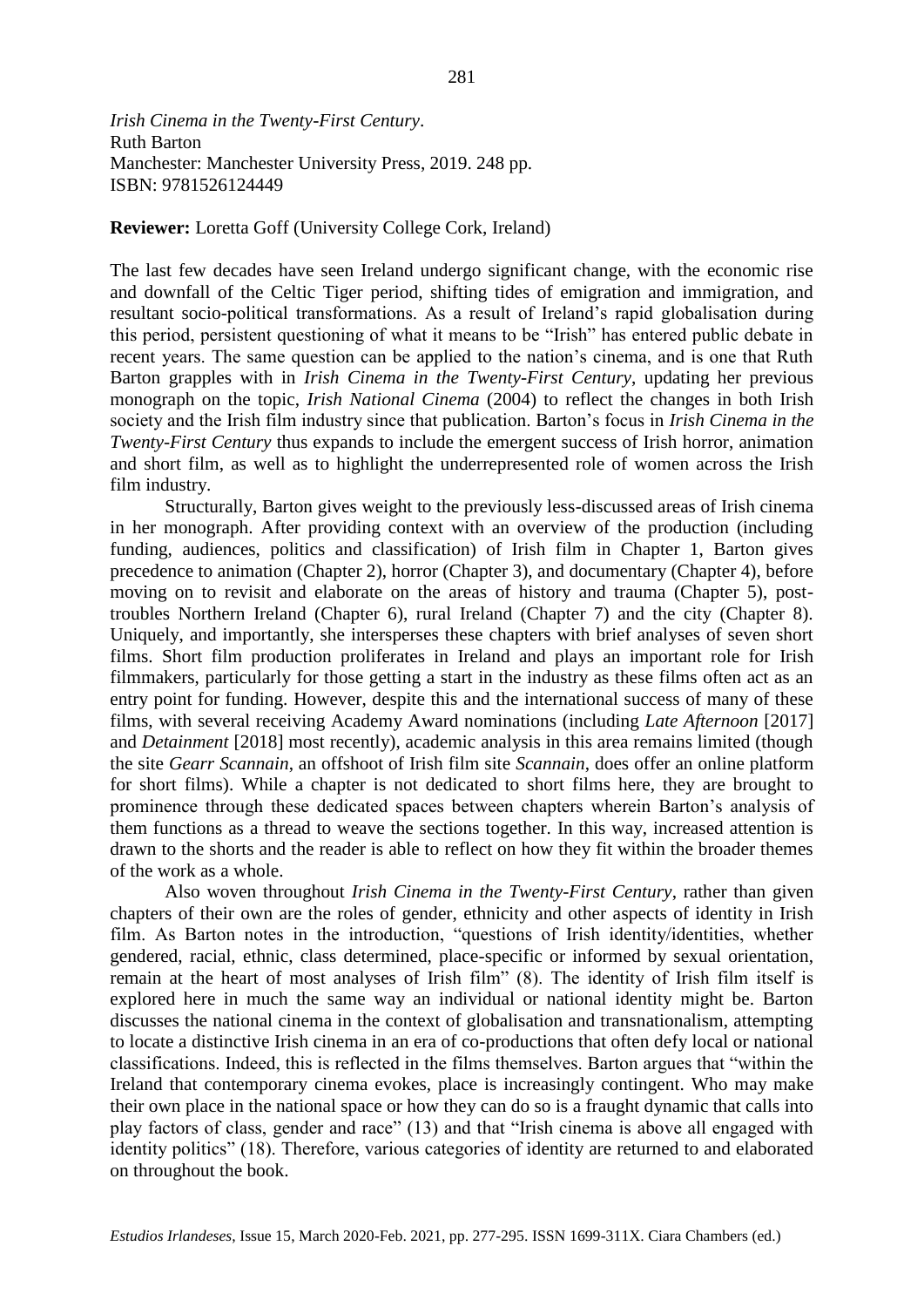*Irish Cinema in the Twenty-First Century*.
Ruth Barton
Manchester: Manchester University Press, 2019. 248 pp.
ISBN: 9781526124449

**Reviewer:** Loretta Goff (University College Cork, Ireland)

The last few decades have seen Ireland undergo significant change, with the economic rise and downfall of the Celtic Tiger period, shifting tides of emigration and immigration, and resultant socio-political transformations. As a result of Ireland's rapid globalisation during this period, persistent questioning of what it means to be "Irish" has entered public debate in recent years. The same question can be applied to the nation's cinema, and is one that Ruth Barton grapples with in *Irish Cinema in the Twenty-First Century*, updating her previous monograph on the topic, *Irish National Cinema* (2004) to reflect the changes in both Irish society and the Irish film industry since that publication. Barton's focus in *Irish Cinema in the Twenty-First Century* thus expands to include the emergent success of Irish horror, animation and short film, as well as to highlight the underrepresented role of women across the Irish film industry.

Structurally, Barton gives weight to the previously less-discussed areas of Irish cinema in her monograph. After providing context with an overview of the production (including funding, audiences, politics and classification) of Irish film in Chapter 1, Barton gives precedence to animation (Chapter 2), horror (Chapter 3), and documentary (Chapter 4), before moving on to revisit and elaborate on the areas of history and trauma (Chapter 5), post-troubles Northern Ireland (Chapter 6), rural Ireland (Chapter 7) and the city (Chapter 8). Uniquely, and importantly, she intersperses these chapters with brief analyses of seven short films. Short film production proliferates in Ireland and plays an important role for Irish filmmakers, particularly for those getting a start in the industry as these films often act as an entry point for funding. However, despite this and the international success of many of these films, with several receiving Academy Award nominations (including *Late Afternoon* [2017] and *Detainment* [2018] most recently), academic analysis in this area remains limited (though the site *Gearr Scannain*, an offshoot of Irish film site *Scannain*, does offer an online platform for short films). While a chapter is not dedicated to short films here, they are brought to prominence through these dedicated spaces between chapters wherein Barton's analysis of them functions as a thread to weave the sections together. In this way, increased attention is drawn to the shorts and the reader is able to reflect on how they fit within the broader themes of the work as a whole.

Also woven throughout *Irish Cinema in the Twenty-First Century*, rather than given chapters of their own are the roles of gender, ethnicity and other aspects of identity in Irish film. As Barton notes in the introduction, "questions of Irish identity/identities, whether gendered, racial, ethnic, class determined, place-specific or informed by sexual orientation, remain at the heart of most analyses of Irish film" (8). The identity of Irish film itself is explored here in much the same way an individual or national identity might be. Barton discusses the national cinema in the context of globalisation and transnationalism, attempting to locate a distinctive Irish cinema in an era of co-productions that often defy local or national classifications. Indeed, this is reflected in the films themselves. Barton argues that "within the Ireland that contemporary cinema evokes, place is increasingly contingent. Who may make their own place in the national space or how they can do so is a fraught dynamic that calls into play factors of class, gender and race" (13) and that "Irish cinema is above all engaged with identity politics" (18). Therefore, various categories of identity are returned to and elaborated on throughout the book.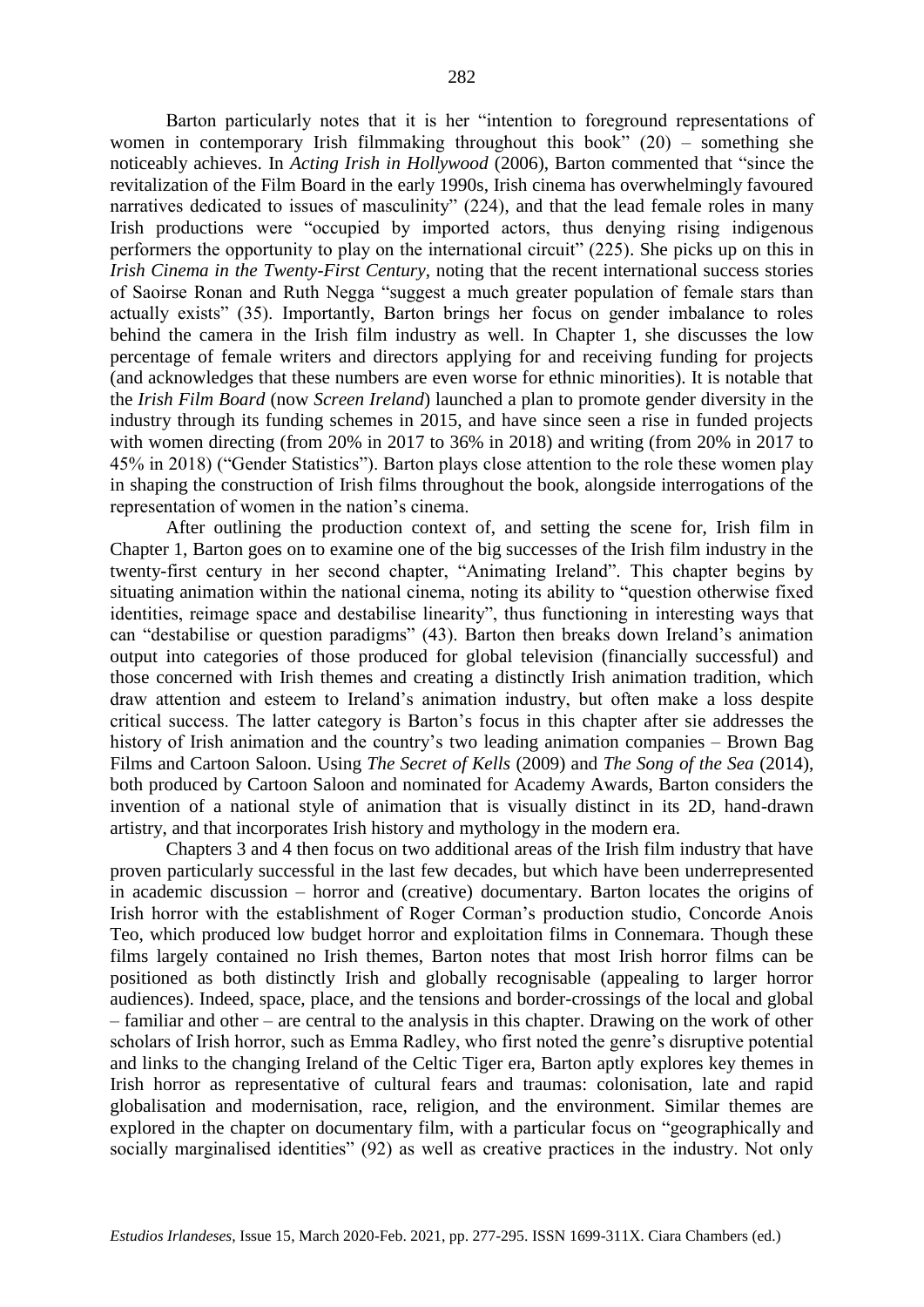Barton particularly notes that it is her "intention to foreground representations of women in contemporary Irish filmmaking throughout this book" (20) – something she noticeably achieves. In *Acting Irish in Hollywood* (2006), Barton commented that "since the revitalization of the Film Board in the early 1990s, Irish cinema has overwhelmingly favoured narratives dedicated to issues of masculinity" (224), and that the lead female roles in many Irish productions were "occupied by imported actors, thus denying rising indigenous performers the opportunity to play on the international circuit" (225). She picks up on this in *Irish Cinema in the Twenty-First Century*, noting that the recent international success stories of Saoirse Ronan and Ruth Negga "suggest a much greater population of female stars than actually exists" (35). Importantly, Barton brings her focus on gender imbalance to roles behind the camera in the Irish film industry as well. In Chapter 1, she discusses the low percentage of female writers and directors applying for and receiving funding for projects (and acknowledges that these numbers are even worse for ethnic minorities). It is notable that the *Irish Film Board* (now *Screen Ireland*) launched a plan to promote gender diversity in the industry through its funding schemes in 2015, and have since seen a rise in funded projects with women directing (from 20% in 2017 to 36% in 2018) and writing (from 20% in 2017 to 45% in 2018) ("Gender Statistics"). Barton plays close attention to the role these women play in shaping the construction of Irish films throughout the book, alongside interrogations of the representation of women in the nation's cinema.

After outlining the production context of, and setting the scene for, Irish film in Chapter 1, Barton goes on to examine one of the big successes of the Irish film industry in the twenty-first century in her second chapter, "Animating Ireland". This chapter begins by situating animation within the national cinema, noting its ability to "question otherwise fixed identities, reimage space and destabilise linearity", thus functioning in interesting ways that can "destabilise or question paradigms" (43). Barton then breaks down Ireland's animation output into categories of those produced for global television (financially successful) and those concerned with Irish themes and creating a distinctly Irish animation tradition, which draw attention and esteem to Ireland's animation industry, but often make a loss despite critical success. The latter category is Barton's focus in this chapter after sie addresses the history of Irish animation and the country's two leading animation companies – Brown Bag Films and Cartoon Saloon. Using *The Secret of Kells* (2009) and *The Song of the Sea* (2014), both produced by Cartoon Saloon and nominated for Academy Awards, Barton considers the invention of a national style of animation that is visually distinct in its 2D, hand-drawn artistry, and that incorporates Irish history and mythology in the modern era.

Chapters 3 and 4 then focus on two additional areas of the Irish film industry that have proven particularly successful in the last few decades, but which have been underrepresented in academic discussion – horror and (creative) documentary. Barton locates the origins of Irish horror with the establishment of Roger Corman's production studio, Concorde Anois Teo, which produced low budget horror and exploitation films in Connemara. Though these films largely contained no Irish themes, Barton notes that most Irish horror films can be positioned as both distinctly Irish and globally recognisable (appealing to larger horror audiences). Indeed, space, place, and the tensions and border-crossings of the local and global – familiar and other – are central to the analysis in this chapter. Drawing on the work of other scholars of Irish horror, such as Emma Radley, who first noted the genre's disruptive potential and links to the changing Ireland of the Celtic Tiger era, Barton aptly explores key themes in Irish horror as representative of cultural fears and traumas: colonisation, late and rapid globalisation and modernisation, race, religion, and the environment. Similar themes are explored in the chapter on documentary film, with a particular focus on "geographically and socially marginalised identities" (92) as well as creative practices in the industry. Not only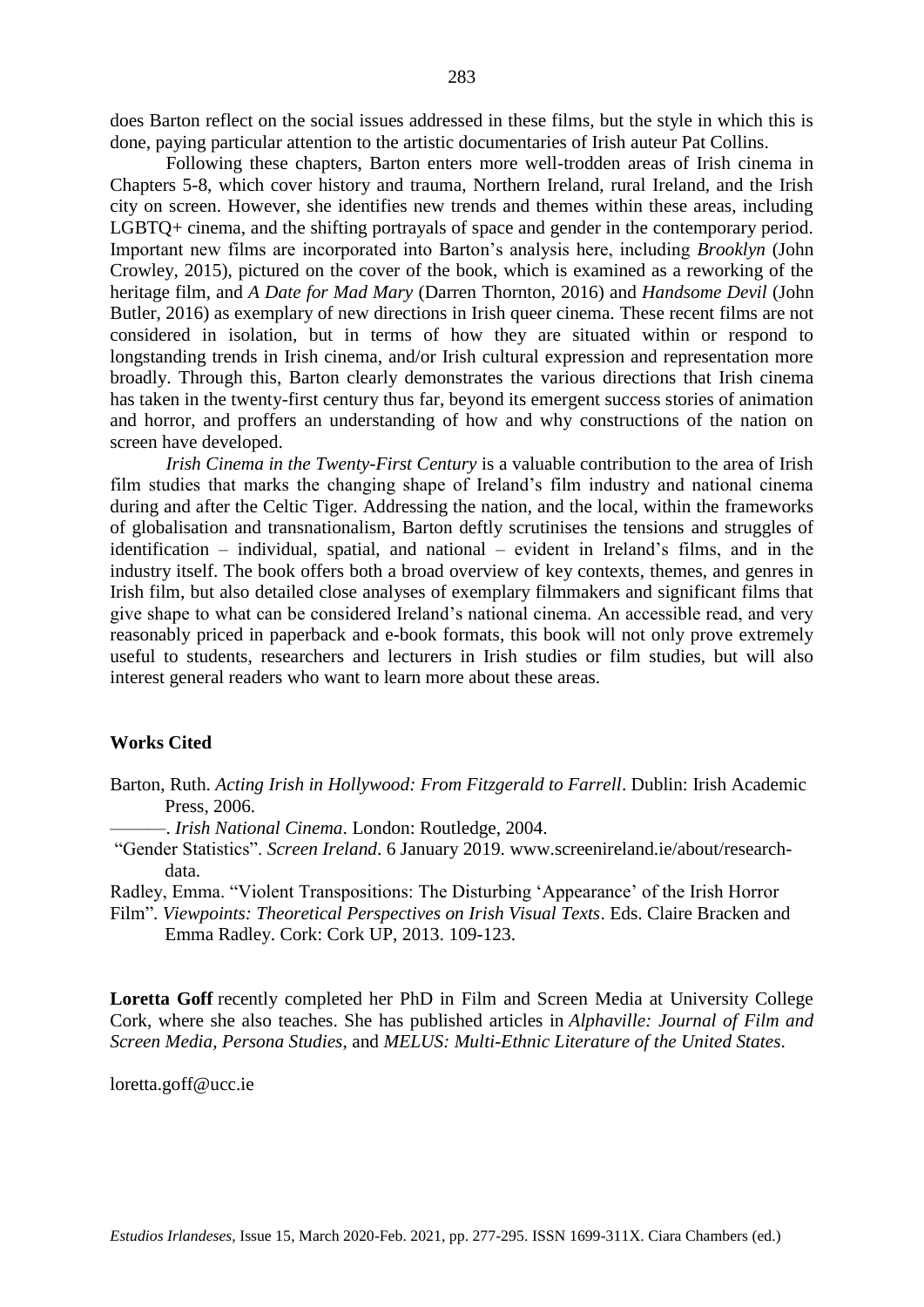does Barton reflect on the social issues addressed in these films, but the style in which this is done, paying particular attention to the artistic documentaries of Irish auteur Pat Collins.

Following these chapters, Barton enters more well-trodden areas of Irish cinema in Chapters 5-8, which cover history and trauma, Northern Ireland, rural Ireland, and the Irish city on screen. However, she identifies new trends and themes within these areas, including LGBTQ+ cinema, and the shifting portrayals of space and gender in the contemporary period. Important new films are incorporated into Barton's analysis here, including *Brooklyn* (John Crowley, 2015), pictured on the cover of the book, which is examined as a reworking of the heritage film, and *A Date for Mad Mary* (Darren Thornton, 2016) and *Handsome Devil* (John Butler, 2016) as exemplary of new directions in Irish queer cinema. These recent films are not considered in isolation, but in terms of how they are situated within or respond to longstanding trends in Irish cinema, and/or Irish cultural expression and representation more broadly. Through this, Barton clearly demonstrates the various directions that Irish cinema has taken in the twenty-first century thus far, beyond its emergent success stories of animation and horror, and proffers an understanding of how and why constructions of the nation on screen have developed.

*Irish Cinema in the Twenty-First Century* is a valuable contribution to the area of Irish film studies that marks the changing shape of Ireland's film industry and national cinema during and after the Celtic Tiger. Addressing the nation, and the local, within the frameworks of globalisation and transnationalism, Barton deftly scrutinises the tensions and struggles of identification – individual, spatial, and national – evident in Ireland's films, and in the industry itself. The book offers both a broad overview of key contexts, themes, and genres in Irish film, but also detailed close analyses of exemplary filmmakers and significant films that give shape to what can be considered Ireland's national cinema. An accessible read, and very reasonably priced in paperback and e-book formats, this book will not only prove extremely useful to students, researchers and lecturers in Irish studies or film studies, but will also interest general readers who want to learn more about these areas.

**Works Cited**

Barton, Ruth. *Acting Irish in Hollywood: From Fitzgerald to Farrell*. Dublin: Irish Academic Press, 2006.

———. *Irish National Cinema*. London: Routledge, 2004.

"Gender Statistics". *Screen Ireland*. 6 January 2019. www.screenireland.ie/about/research-data.

Radley, Emma. "Violent Transpositions: The Disturbing 'Appearance' of the Irish Horror Film". *Viewpoints: Theoretical Perspectives on Irish Visual Texts*. Eds. Claire Bracken and Emma Radley. Cork: Cork UP, 2013. 109-123.

**Loretta Goff** recently completed her PhD in Film and Screen Media at University College Cork, where she also teaches. She has published articles in *Alphaville: Journal of Film and Screen Media, Persona Studies*, and *MELUS: Multi-Ethnic Literature of the United States*.

loretta.goff@ucc.ie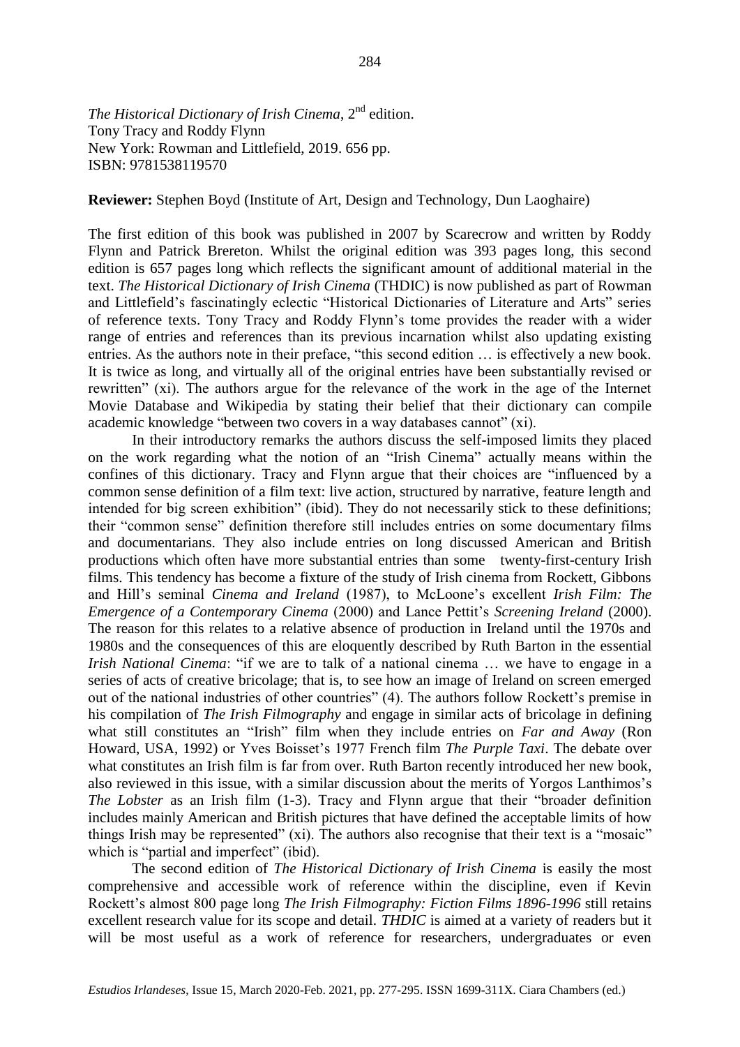*The Historical Dictionary of Irish Cinema*, 2nd edition.
Tony Tracy and Roddy Flynn
New York: Rowman and Littlefield, 2019. 656 pp.
ISBN: 9781538119570

**Reviewer:** Stephen Boyd (Institute of Art, Design and Technology, Dun Laoghaire)

The first edition of this book was published in 2007 by Scarecrow and written by Roddy Flynn and Patrick Brereton. Whilst the original edition was 393 pages long, this second edition is 657 pages long which reflects the significant amount of additional material in the text. *The Historical Dictionary of Irish Cinema* (THDIC) is now published as part of Rowman and Littlefield's fascinatingly eclectic "Historical Dictionaries of Literature and Arts" series of reference texts. Tony Tracy and Roddy Flynn's tome provides the reader with a wider range of entries and references than its previous incarnation whilst also updating existing entries. As the authors note in their preface, "this second edition … is effectively a new book. It is twice as long, and virtually all of the original entries have been substantially revised or rewritten" (xi). The authors argue for the relevance of the work in the age of the Internet Movie Database and Wikipedia by stating their belief that their dictionary can compile academic knowledge "between two covers in a way databases cannot" (xi).

In their introductory remarks the authors discuss the self-imposed limits they placed on the work regarding what the notion of an "Irish Cinema" actually means within the confines of this dictionary. Tracy and Flynn argue that their choices are "influenced by a common sense definition of a film text: live action, structured by narrative, feature length and intended for big screen exhibition" (ibid). They do not necessarily stick to these definitions; their "common sense" definition therefore still includes entries on some documentary films and documentarians. They also include entries on long discussed American and British productions which often have more substantial entries than some twenty-first-century Irish films. This tendency has become a fixture of the study of Irish cinema from Rockett, Gibbons and Hill's seminal *Cinema and Ireland* (1987), to McLoone's excellent *Irish Film: The Emergence of a Contemporary Cinema* (2000) and Lance Pettit's *Screening Ireland* (2000). The reason for this relates to a relative absence of production in Ireland until the 1970s and 1980s and the consequences of this are eloquently described by Ruth Barton in the essential *Irish National Cinema*: "if we are to talk of a national cinema … we have to engage in a series of acts of creative bricolage; that is, to see how an image of Ireland on screen emerged out of the national industries of other countries" (4). The authors follow Rockett's premise in his compilation of *The Irish Filmography* and engage in similar acts of bricolage in defining what still constitutes an "Irish" film when they include entries on *Far and Away* (Ron Howard, USA, 1992) or Yves Boisset's 1977 French film *The Purple Taxi*. The debate over what constitutes an Irish film is far from over. Ruth Barton recently introduced her new book, also reviewed in this issue, with a similar discussion about the merits of Yorgos Lanthimos's *The Lobster* as an Irish film (1-3). Tracy and Flynn argue that their "broader definition includes mainly American and British pictures that have defined the acceptable limits of how things Irish may be represented" (xi). The authors also recognise that their text is a "mosaic" which is "partial and imperfect" (ibid).

The second edition of *The Historical Dictionary of Irish Cinema* is easily the most comprehensive and accessible work of reference within the discipline, even if Kevin Rockett's almost 800 page long *The Irish Filmography: Fiction Films 1896-1996* still retains excellent research value for its scope and detail. *THDIC* is aimed at a variety of readers but it will be most useful as a work of reference for researchers, undergraduates or even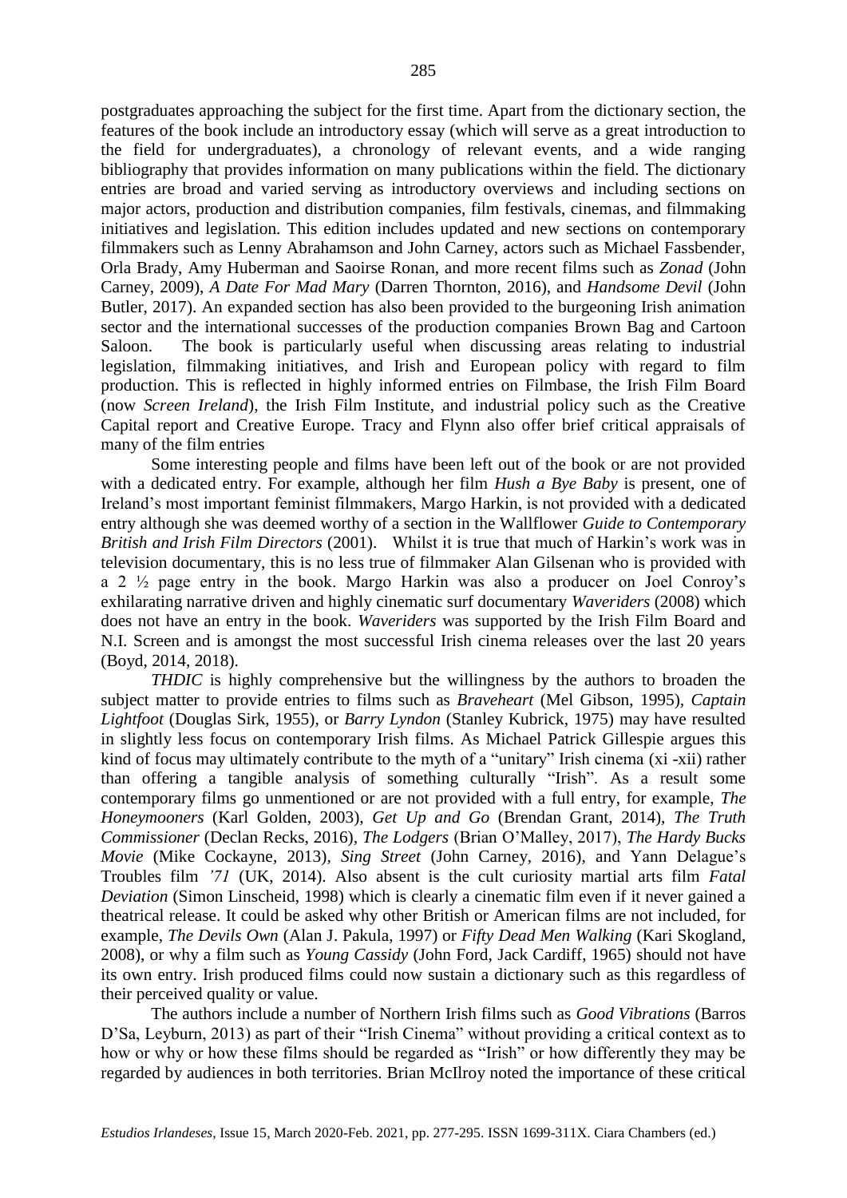postgraduates approaching the subject for the first time. Apart from the dictionary section, the features of the book include an introductory essay (which will serve as a great introduction to the field for undergraduates), a chronology of relevant events, and a wide ranging bibliography that provides information on many publications within the field. The dictionary entries are broad and varied serving as introductory overviews and including sections on major actors, production and distribution companies, film festivals, cinemas, and filmmaking initiatives and legislation. This edition includes updated and new sections on contemporary filmmakers such as Lenny Abrahamson and John Carney, actors such as Michael Fassbender, Orla Brady, Amy Huberman and Saoirse Ronan, and more recent films such as *Zonad* (John Carney, 2009), *A Date For Mad Mary* (Darren Thornton, 2016), and *Handsome Devil* (John Butler, 2017). An expanded section has also been provided to the burgeoning Irish animation sector and the international successes of the production companies Brown Bag and Cartoon Saloon. The book is particularly useful when discussing areas relating to industrial legislation, filmmaking initiatives, and Irish and European policy with regard to film production. This is reflected in highly informed entries on Filmbase, the Irish Film Board (now *Screen Ireland*), the Irish Film Institute, and industrial policy such as the Creative Capital report and Creative Europe. Tracy and Flynn also offer brief critical appraisals of many of the film entries

Some interesting people and films have been left out of the book or are not provided with a dedicated entry. For example, although her film *Hush a Bye Baby* is present, one of Ireland's most important feminist filmmakers, Margo Harkin, is not provided with a dedicated entry although she was deemed worthy of a section in the Wallflower *Guide to Contemporary British and Irish Film Directors* (2001). Whilst it is true that much of Harkin's work was in television documentary, this is no less true of filmmaker Alan Gilsenan who is provided with a 2 ½ page entry in the book. Margo Harkin was also a producer on Joel Conroy's exhilarating narrative driven and highly cinematic surf documentary *Waveriders* (2008) which does not have an entry in the book. *Waveriders* was supported by the Irish Film Board and N.I. Screen and is amongst the most successful Irish cinema releases over the last 20 years (Boyd, 2014, 2018).

*THDIC* is highly comprehensive but the willingness by the authors to broaden the subject matter to provide entries to films such as *Braveheart* (Mel Gibson, 1995), *Captain Lightfoot* (Douglas Sirk, 1955), or *Barry Lyndon* (Stanley Kubrick, 1975) may have resulted in slightly less focus on contemporary Irish films. As Michael Patrick Gillespie argues this kind of focus may ultimately contribute to the myth of a "unitary" Irish cinema (xi -xii) rather than offering a tangible analysis of something culturally "Irish". As a result some contemporary films go unmentioned or are not provided with a full entry, for example, *The Honeymooners* (Karl Golden, 2003), *Get Up and Go* (Brendan Grant, 2014), *The Truth Commissioner* (Declan Recks, 2016), *The Lodgers* (Brian O'Malley, 2017), *The Hardy Bucks Movie* (Mike Cockayne, 2013), *Sing Street* (John Carney, 2016), and Yann Delague's Troubles film *'71* (UK, 2014). Also absent is the cult curiosity martial arts film *Fatal Deviation* (Simon Linscheid, 1998) which is clearly a cinematic film even if it never gained a theatrical release. It could be asked why other British or American films are not included, for example, *The Devils Own* (Alan J. Pakula, 1997) or *Fifty Dead Men Walking* (Kari Skogland, 2008), or why a film such as *Young Cassidy* (John Ford, Jack Cardiff, 1965) should not have its own entry. Irish produced films could now sustain a dictionary such as this regardless of their perceived quality or value.

The authors include a number of Northern Irish films such as *Good Vibrations* (Barros D'Sa, Leyburn, 2013) as part of their "Irish Cinema" without providing a critical context as to how or why or how these films should be regarded as "Irish" or how differently they may be regarded by audiences in both territories. Brian McIlroy noted the importance of these critical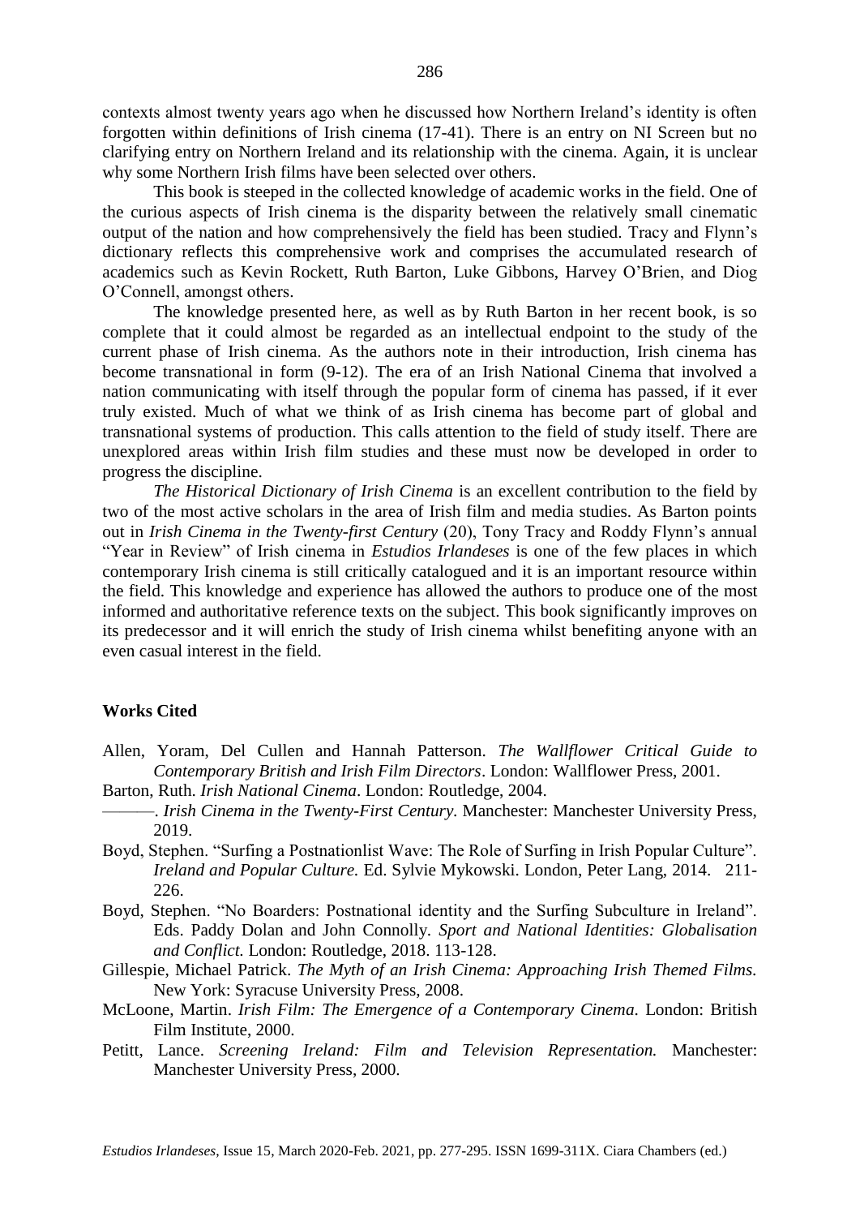contexts almost twenty years ago when he discussed how Northern Ireland's identity is often forgotten within definitions of Irish cinema (17-41). There is an entry on NI Screen but no clarifying entry on Northern Ireland and its relationship with the cinema. Again, it is unclear why some Northern Irish films have been selected over others.

This book is steeped in the collected knowledge of academic works in the field. One of the curious aspects of Irish cinema is the disparity between the relatively small cinematic output of the nation and how comprehensively the field has been studied. Tracy and Flynn's dictionary reflects this comprehensive work and comprises the accumulated research of academics such as Kevin Rockett, Ruth Barton, Luke Gibbons, Harvey O'Brien, and Diog O'Connell, amongst others.

The knowledge presented here, as well as by Ruth Barton in her recent book, is so complete that it could almost be regarded as an intellectual endpoint to the study of the current phase of Irish cinema. As the authors note in their introduction, Irish cinema has become transnational in form (9-12). The era of an Irish National Cinema that involved a nation communicating with itself through the popular form of cinema has passed, if it ever truly existed. Much of what we think of as Irish cinema has become part of global and transnational systems of production. This calls attention to the field of study itself. There are unexplored areas within Irish film studies and these must now be developed in order to progress the discipline.

*The Historical Dictionary of Irish Cinema* is an excellent contribution to the field by two of the most active scholars in the area of Irish film and media studies. As Barton points out in *Irish Cinema in the Twenty-first Century* (20), Tony Tracy and Roddy Flynn's annual "Year in Review" of Irish cinema in *Estudios Irlandeses* is one of the few places in which contemporary Irish cinema is still critically catalogued and it is an important resource within the field. This knowledge and experience has allowed the authors to produce one of the most informed and authoritative reference texts on the subject. This book significantly improves on its predecessor and it will enrich the study of Irish cinema whilst benefiting anyone with an even casual interest in the field.

**Works Cited**

Allen, Yoram, Del Cullen and Hannah Patterson. *The Wallflower Critical Guide to Contemporary British and Irish Film Directors*. London: Wallflower Press, 2001.

Barton, Ruth. *Irish National Cinema*. London: Routledge, 2004.

———. *Irish Cinema in the Twenty-First Century.* Manchester: Manchester University Press, 2019.

Boyd, Stephen. "Surfing a Postnationlist Wave: The Role of Surfing in Irish Popular Culture". *Ireland and Popular Culture.* Ed. Sylvie Mykowski. London, Peter Lang, 2014. 211-226.

Boyd, Stephen. "No Boarders: Postnational identity and the Surfing Subculture in Ireland". Eds. Paddy Dolan and John Connolly. *Sport and National Identities: Globalisation and Conflict.* London: Routledge, 2018. 113-128.

Gillespie, Michael Patrick. *The Myth of an Irish Cinema: Approaching Irish Themed Films.* New York: Syracuse University Press, 2008.

McLoone, Martin. *Irish Film: The Emergence of a Contemporary Cinema.* London: British Film Institute, 2000.

Petitt, Lance. *Screening Ireland: Film and Television Representation.* Manchester: Manchester University Press, 2000.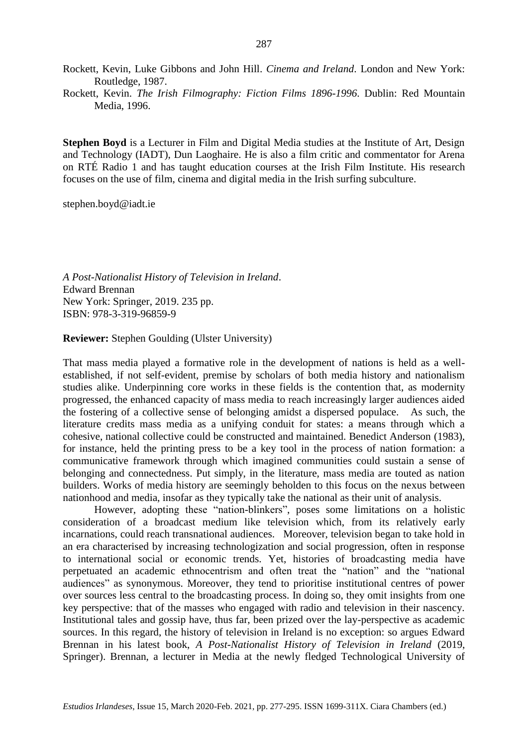Rockett, Kevin, Luke Gibbons and John Hill. *Cinema and Ireland*. London and New York: Routledge, 1987.

Rockett, Kevin. *The Irish Filmography: Fiction Films 1896-1996*. Dublin: Red Mountain Media, 1996.

**Stephen Boyd** is a Lecturer in Film and Digital Media studies at the Institute of Art, Design and Technology (IADT), Dun Laoghaire. He is also a film critic and commentator for Arena on RTÉ Radio 1 and has taught education courses at the Irish Film Institute. His research focuses on the use of film, cinema and digital media in the Irish surfing subculture.

stephen.boyd@iadt.ie

*A Post-Nationalist History of Television in Ireland*.
Edward Brennan
New York: Springer, 2019. 235 pp.
ISBN: 978-3-319-96859-9

**Reviewer:** Stephen Goulding (Ulster University)

That mass media played a formative role in the development of nations is held as a well-established, if not self-evident, premise by scholars of both media history and nationalism studies alike. Underpinning core works in these fields is the contention that, as modernity progressed, the enhanced capacity of mass media to reach increasingly larger audiences aided the fostering of a collective sense of belonging amidst a dispersed populace. As such, the literature credits mass media as a unifying conduit for states: a means through which a cohesive, national collective could be constructed and maintained. Benedict Anderson (1983), for instance, held the printing press to be a key tool in the process of nation formation: a communicative framework through which imagined communities could sustain a sense of belonging and connectedness. Put simply, in the literature, mass media are touted as nation builders. Works of media history are seemingly beholden to this focus on the nexus between nationhood and media, insofar as they typically take the national as their unit of analysis.

However, adopting these "nation-blinkers", poses some limitations on a holistic consideration of a broadcast medium like television which, from its relatively early incarnations, could reach transnational audiences. Moreover, television began to take hold in an era characterised by increasing technologization and social progression, often in response to international social or economic trends. Yet, histories of broadcasting media have perpetuated an academic ethnocentrism and often treat the "nation" and the "national audiences" as synonymous. Moreover, they tend to prioritise institutional centres of power over sources less central to the broadcasting process. In doing so, they omit insights from one key perspective: that of the masses who engaged with radio and television in their nascency. Institutional tales and gossip have, thus far, been prized over the lay-perspective as academic sources. In this regard, the history of television in Ireland is no exception: so argues Edward Brennan in his latest book, *A Post-Nationalist History of Television in Ireland* (2019, Springer). Brennan, a lecturer in Media at the newly fledged Technological University of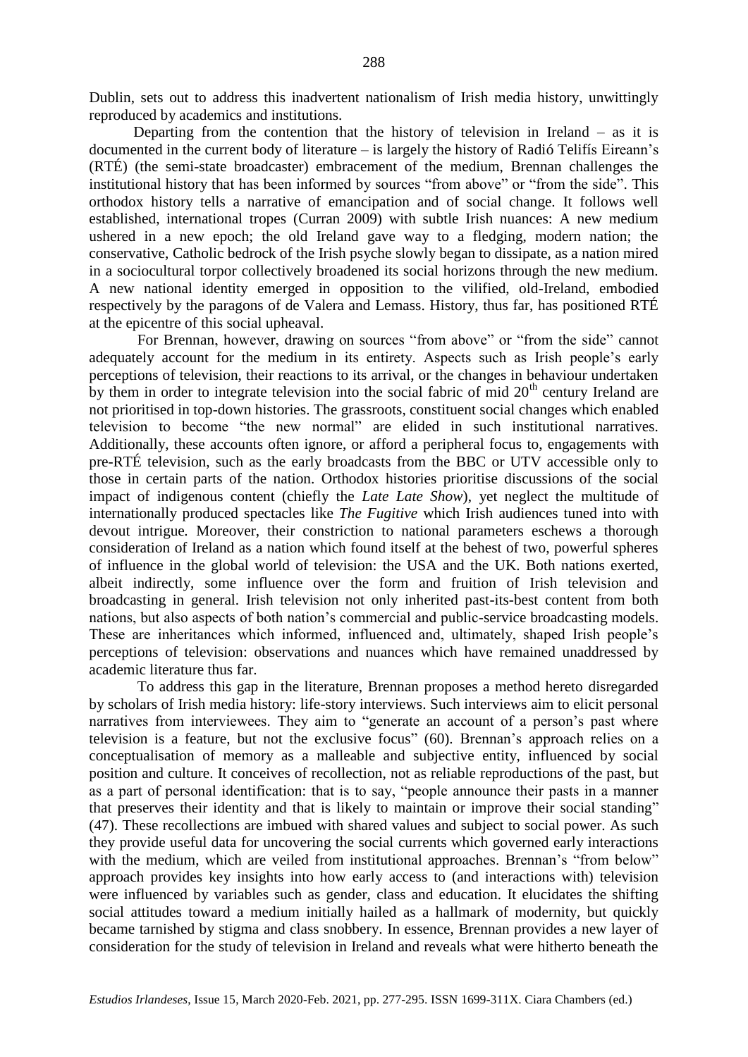Dublin, sets out to address this inadvertent nationalism of Irish media history, unwittingly reproduced by academics and institutions.

Departing from the contention that the history of television in Ireland – as it is documented in the current body of literature – is largely the history of Radió Telifís Eireann's (RTÉ) (the semi-state broadcaster) embracement of the medium, Brennan challenges the institutional history that has been informed by sources "from above" or "from the side". This orthodox history tells a narrative of emancipation and of social change. It follows well established, international tropes (Curran 2009) with subtle Irish nuances: A new medium ushered in a new epoch; the old Ireland gave way to a fledging, modern nation; the conservative, Catholic bedrock of the Irish psyche slowly began to dissipate, as a nation mired in a sociocultural torpor collectively broadened its social horizons through the new medium. A new national identity emerged in opposition to the vilified, old-Ireland, embodied respectively by the paragons of de Valera and Lemass. History, thus far, has positioned RTÉ at the epicentre of this social upheaval.

For Brennan, however, drawing on sources "from above" or "from the side" cannot adequately account for the medium in its entirety. Aspects such as Irish people's early perceptions of television, their reactions to its arrival, or the changes in behaviour undertaken by them in order to integrate television into the social fabric of mid 20th century Ireland are not prioritised in top-down histories. The grassroots, constituent social changes which enabled television to become "the new normal" are elided in such institutional narratives. Additionally, these accounts often ignore, or afford a peripheral focus to, engagements with pre-RTÉ television, such as the early broadcasts from the BBC or UTV accessible only to those in certain parts of the nation. Orthodox histories prioritise discussions of the social impact of indigenous content (chiefly the *Late Late Show*), yet neglect the multitude of internationally produced spectacles like *The Fugitive* which Irish audiences tuned into with devout intrigue. Moreover, their constriction to national parameters eschews a thorough consideration of Ireland as a nation which found itself at the behest of two, powerful spheres of influence in the global world of television: the USA and the UK. Both nations exerted, albeit indirectly, some influence over the form and fruition of Irish television and broadcasting in general. Irish television not only inherited past-its-best content from both nations, but also aspects of both nation's commercial and public-service broadcasting models. These are inheritances which informed, influenced and, ultimately, shaped Irish people's perceptions of television: observations and nuances which have remained unaddressed by academic literature thus far.

To address this gap in the literature, Brennan proposes a method hereto disregarded by scholars of Irish media history: life-story interviews. Such interviews aim to elicit personal narratives from interviewees. They aim to "generate an account of a person's past where television is a feature, but not the exclusive focus" (60). Brennan's approach relies on a conceptualisation of memory as a malleable and subjective entity, influenced by social position and culture. It conceives of recollection, not as reliable reproductions of the past, but as a part of personal identification: that is to say, "people announce their pasts in a manner that preserves their identity and that is likely to maintain or improve their social standing" (47). These recollections are imbued with shared values and subject to social power. As such they provide useful data for uncovering the social currents which governed early interactions with the medium, which are veiled from institutional approaches. Brennan's "from below" approach provides key insights into how early access to (and interactions with) television were influenced by variables such as gender, class and education. It elucidates the shifting social attitudes toward a medium initially hailed as a hallmark of modernity, but quickly became tarnished by stigma and class snobbery. In essence, Brennan provides a new layer of consideration for the study of television in Ireland and reveals what were hitherto beneath the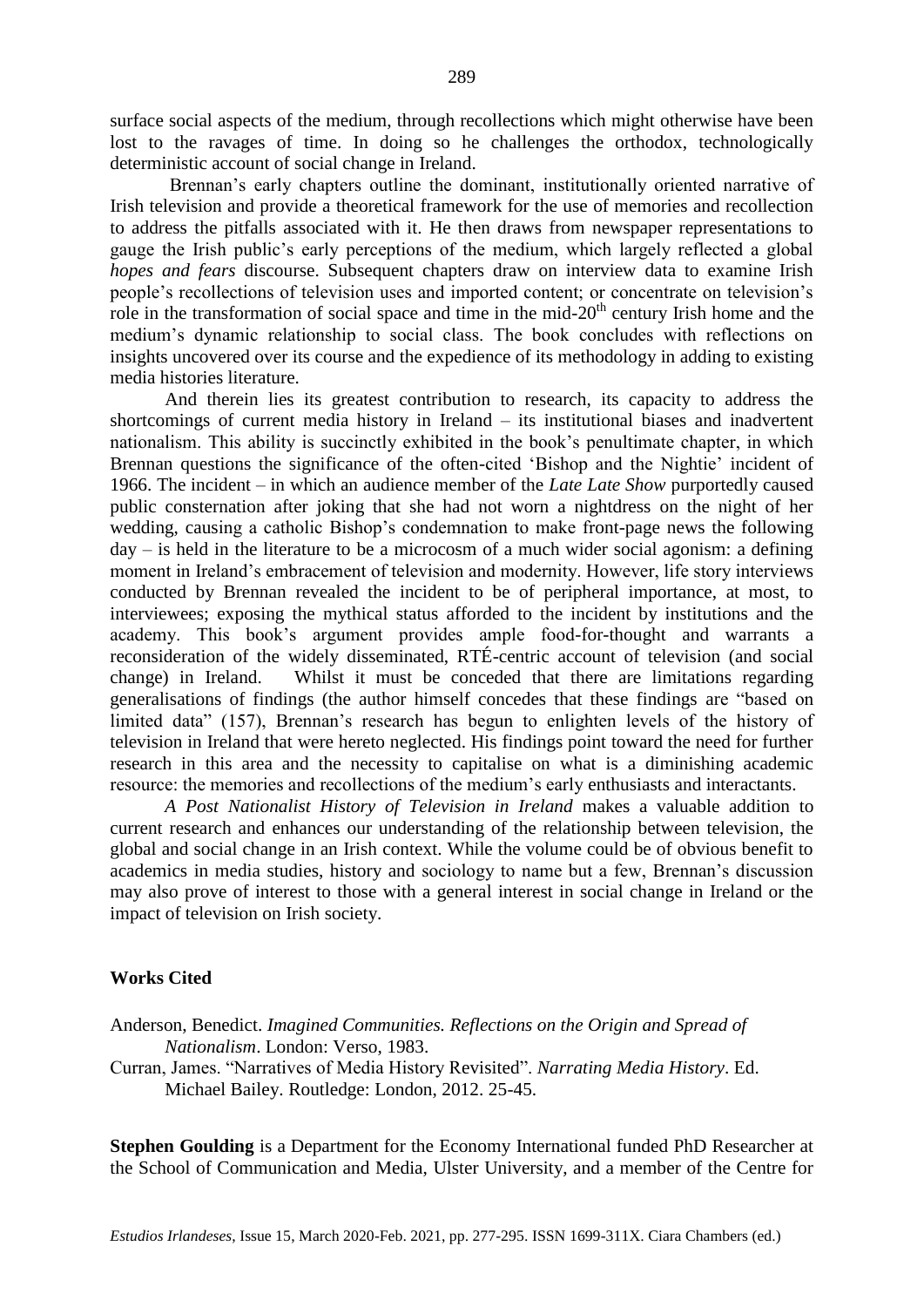surface social aspects of the medium, through recollections which might otherwise have been lost to the ravages of time. In doing so he challenges the orthodox, technologically deterministic account of social change in Ireland.

Brennan's early chapters outline the dominant, institutionally oriented narrative of Irish television and provide a theoretical framework for the use of memories and recollection to address the pitfalls associated with it. He then draws from newspaper representations to gauge the Irish public's early perceptions of the medium, which largely reflected a global *hopes and fears* discourse. Subsequent chapters draw on interview data to examine Irish people's recollections of television uses and imported content; or concentrate on television's role in the transformation of social space and time in the mid-20th century Irish home and the medium's dynamic relationship to social class. The book concludes with reflections on insights uncovered over its course and the expedience of its methodology in adding to existing media histories literature.

And therein lies its greatest contribution to research, its capacity to address the shortcomings of current media history in Ireland – its institutional biases and inadvertent nationalism. This ability is succinctly exhibited in the book's penultimate chapter, in which Brennan questions the significance of the often-cited 'Bishop and the Nightie' incident of 1966. The incident – in which an audience member of the *Late Late Show* purportedly caused public consternation after joking that she had not worn a nightdress on the night of her wedding, causing a catholic Bishop's condemnation to make front-page news the following day – is held in the literature to be a microcosm of a much wider social agonism: a defining moment in Ireland's embracement of television and modernity. However, life story interviews conducted by Brennan revealed the incident to be of peripheral importance, at most, to interviewees; exposing the mythical status afforded to the incident by institutions and the academy. This book's argument provides ample food-for-thought and warrants a reconsideration of the widely disseminated, RTÉ-centric account of television (and social change) in Ireland. Whilst it must be conceded that there are limitations regarding generalisations of findings (the author himself concedes that these findings are "based on limited data" (157), Brennan's research has begun to enlighten levels of the history of television in Ireland that were hereto neglected. His findings point toward the need for further research in this area and the necessity to capitalise on what is a diminishing academic resource: the memories and recollections of the medium's early enthusiasts and interactants.

*A Post Nationalist History of Television in Ireland* makes a valuable addition to current research and enhances our understanding of the relationship between television, the global and social change in an Irish context. While the volume could be of obvious benefit to academics in media studies, history and sociology to name but a few, Brennan's discussion may also prove of interest to those with a general interest in social change in Ireland or the impact of television on Irish society.

## Works Cited

Anderson, Benedict. *Imagined Communities. Reflections on the Origin and Spread of Nationalism*. London: Verso, 1983.

Curran, James. "Narratives of Media History Revisited". *Narrating Media History*. Ed. Michael Bailey. Routledge: London, 2012. 25-45.

**Stephen Goulding** is a Department for the Economy International funded PhD Researcher at the School of Communication and Media, Ulster University, and a member of the Centre for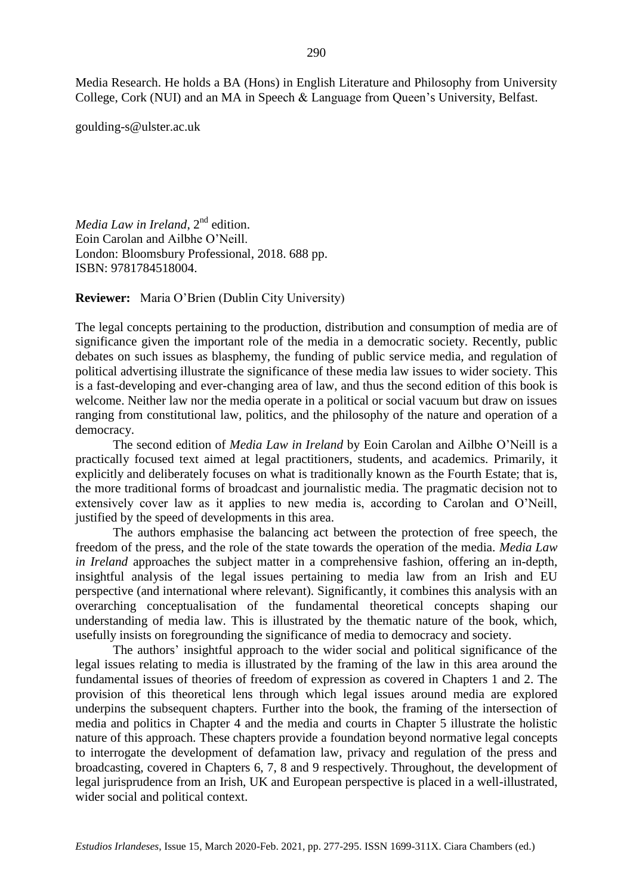Media Research. He holds a BA (Hons) in English Literature and Philosophy from University College, Cork (NUI) and an MA in Speech & Language from Queen's University, Belfast.

goulding-s@ulster.ac.uk

*Media Law in Ireland*, 2nd edition.
Eoin Carolan and Ailbhe O'Neill.
London: Bloomsbury Professional, 2018. 688 pp.
ISBN: 9781784518004.

**Reviewer:** Maria O'Brien (Dublin City University)

The legal concepts pertaining to the production, distribution and consumption of media are of significance given the important role of the media in a democratic society. Recently, public debates on such issues as blasphemy, the funding of public service media, and regulation of political advertising illustrate the significance of these media law issues to wider society. This is a fast-developing and ever-changing area of law, and thus the second edition of this book is welcome. Neither law nor the media operate in a political or social vacuum but draw on issues ranging from constitutional law, politics, and the philosophy of the nature and operation of a democracy.

The second edition of *Media Law in Ireland* by Eoin Carolan and Ailbhe O'Neill is a practically focused text aimed at legal practitioners, students, and academics. Primarily, it explicitly and deliberately focuses on what is traditionally known as the Fourth Estate; that is, the more traditional forms of broadcast and journalistic media. The pragmatic decision not to extensively cover law as it applies to new media is, according to Carolan and O'Neill, justified by the speed of developments in this area.

The authors emphasise the balancing act between the protection of free speech, the freedom of the press, and the role of the state towards the operation of the media. *Media Law in Ireland* approaches the subject matter in a comprehensive fashion, offering an in-depth, insightful analysis of the legal issues pertaining to media law from an Irish and EU perspective (and international where relevant). Significantly, it combines this analysis with an overarching conceptualisation of the fundamental theoretical concepts shaping our understanding of media law. This is illustrated by the thematic nature of the book, which, usefully insists on foregrounding the significance of media to democracy and society.

The authors' insightful approach to the wider social and political significance of the legal issues relating to media is illustrated by the framing of the law in this area around the fundamental issues of theories of freedom of expression as covered in Chapters 1 and 2. The provision of this theoretical lens through which legal issues around media are explored underpins the subsequent chapters. Further into the book, the framing of the intersection of media and politics in Chapter 4 and the media and courts in Chapter 5 illustrate the holistic nature of this approach. These chapters provide a foundation beyond normative legal concepts to interrogate the development of defamation law, privacy and regulation of the press and broadcasting, covered in Chapters 6, 7, 8 and 9 respectively. Throughout, the development of legal jurisprudence from an Irish, UK and European perspective is placed in a well-illustrated, wider social and political context.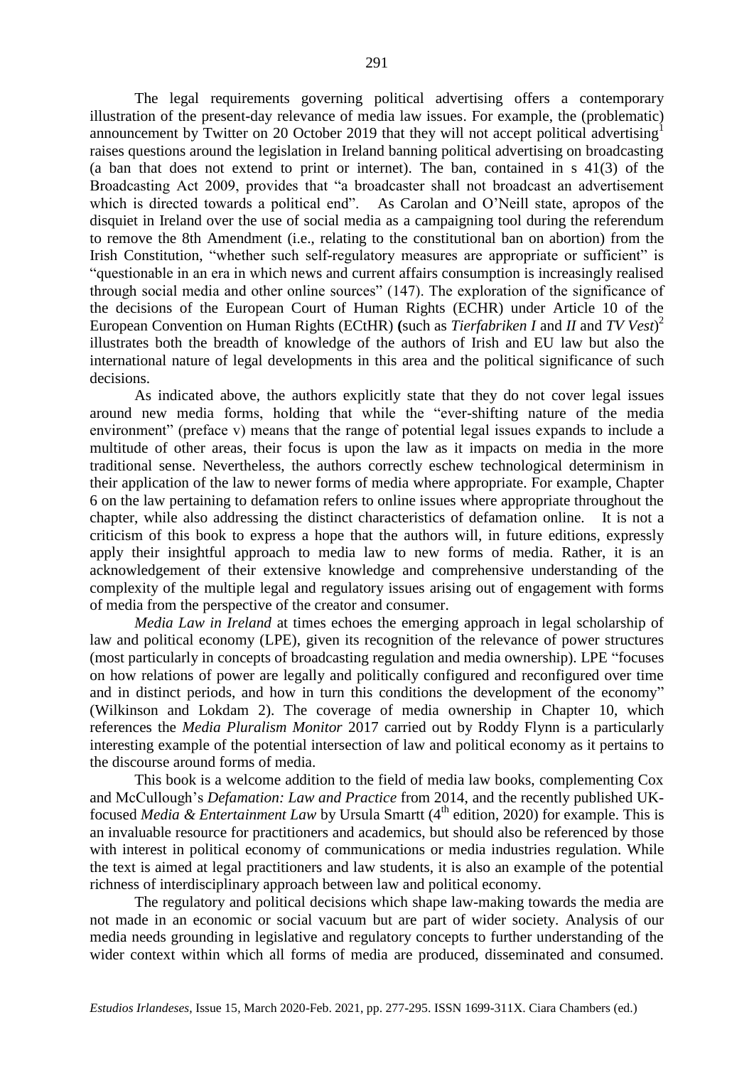The legal requirements governing political advertising offers a contemporary illustration of the present-day relevance of media law issues. For example, the (problematic) announcement by Twitter on 20 October 2019 that they will not accept political advertising[1] raises questions around the legislation in Ireland banning political advertising on broadcasting (a ban that does not extend to print or internet). The ban, contained in s 41(3) of the Broadcasting Act 2009, provides that "a broadcaster shall not broadcast an advertisement which is directed towards a political end". As Carolan and O'Neill state, apropos of the disquiet in Ireland over the use of social media as a campaigning tool during the referendum to remove the 8th Amendment (i.e., relating to the constitutional ban on abortion) from the Irish Constitution, "whether such self-regulatory measures are appropriate or sufficient" is "questionable in an era in which news and current affairs consumption is increasingly realised through social media and other online sources" (147). The exploration of the significance of the decisions of the European Court of Human Rights (ECHR) under Article 10 of the European Convention on Human Rights (ECtHR) (such as *Tierfabriken I* and *II* and *TV Vest*)[2] illustrates both the breadth of knowledge of the authors of Irish and EU law but also the international nature of legal developments in this area and the political significance of such decisions.

As indicated above, the authors explicitly state that they do not cover legal issues around new media forms, holding that while the "ever-shifting nature of the media environment" (preface v) means that the range of potential legal issues expands to include a multitude of other areas, their focus is upon the law as it impacts on media in the more traditional sense. Nevertheless, the authors correctly eschew technological determinism in their application of the law to newer forms of media where appropriate. For example, Chapter 6 on the law pertaining to defamation refers to online issues where appropriate throughout the chapter, while also addressing the distinct characteristics of defamation online. It is not a criticism of this book to express a hope that the authors will, in future editions, expressly apply their insightful approach to media law to new forms of media. Rather, it is an acknowledgement of their extensive knowledge and comprehensive understanding of the complexity of the multiple legal and regulatory issues arising out of engagement with forms of media from the perspective of the creator and consumer.

*Media Law in Ireland* at times echoes the emerging approach in legal scholarship of law and political economy (LPE), given its recognition of the relevance of power structures (most particularly in concepts of broadcasting regulation and media ownership). LPE "focuses on how relations of power are legally and politically configured and reconfigured over time and in distinct periods, and how in turn this conditions the development of the economy" (Wilkinson and Lokdam 2). The coverage of media ownership in Chapter 10, which references the *Media Pluralism Monitor* 2017 carried out by Roddy Flynn is a particularly interesting example of the potential intersection of law and political economy as it pertains to the discourse around forms of media.

This book is a welcome addition to the field of media law books, complementing Cox and McCullough's *Defamation: Law and Practice* from 2014, and the recently published UK-focused *Media & Entertainment Law* by Ursula Smartt (4th edition, 2020) for example. This is an invaluable resource for practitioners and academics, but should also be referenced by those with interest in political economy of communications or media industries regulation. While the text is aimed at legal practitioners and law students, it is also an example of the potential richness of interdisciplinary approach between law and political economy.

The regulatory and political decisions which shape law-making towards the media are not made in an economic or social vacuum but are part of wider society. Analysis of our media needs grounding in legislative and regulatory concepts to further understanding of the wider context within which all forms of media are produced, disseminated and consumed.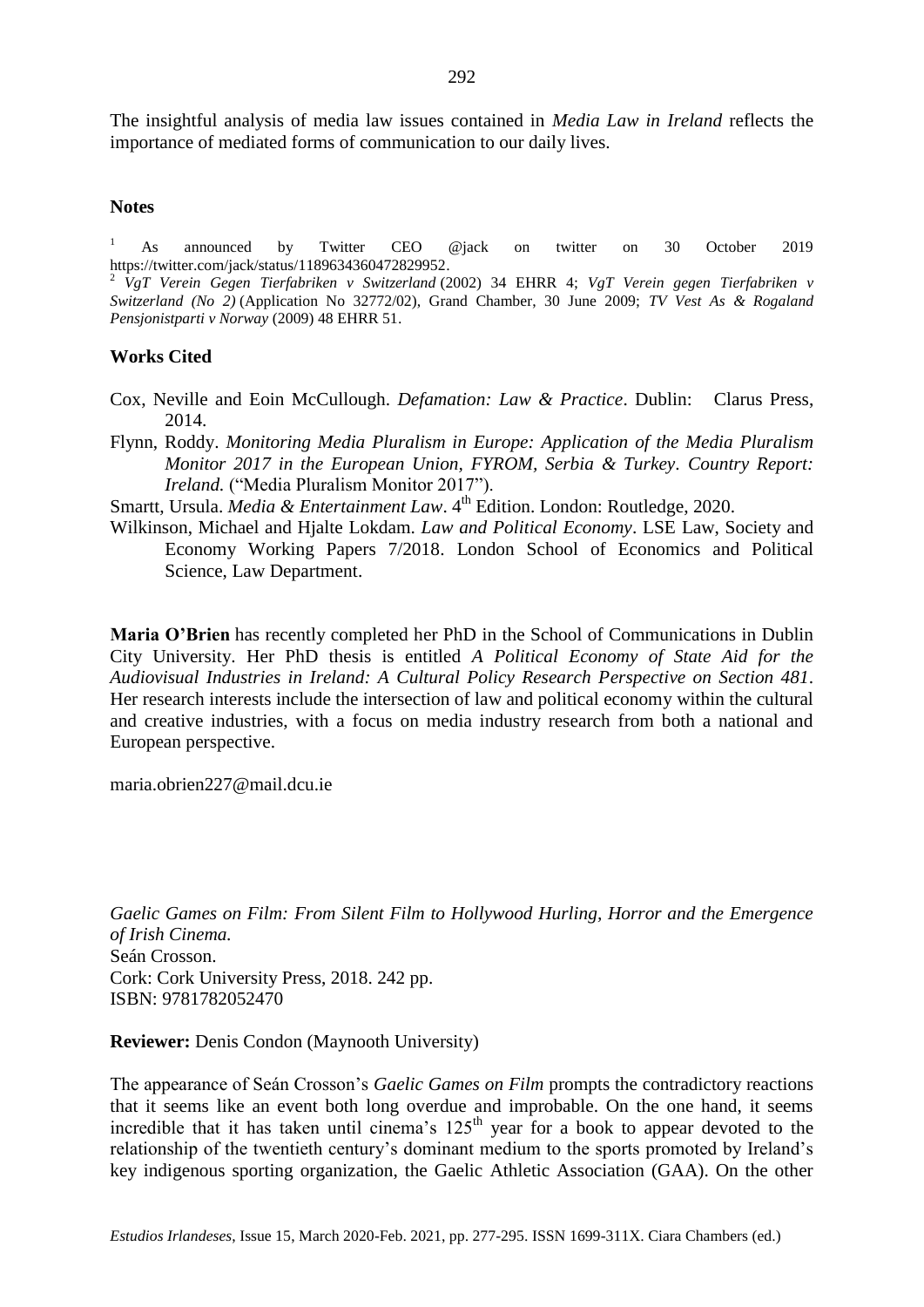The insightful analysis of media law issues contained in *Media Law in Ireland* reflects the importance of mediated forms of communication to our daily lives.

### Notes

[1] As announced by Twitter CEO @jack on twitter on 30 October 2019 https://twitter.com/jack/status/1189634360472829952.

[2] *VgT Verein Gegen Tierfabriken v Switzerland* (2002) 34 EHRR 4; *VgT Verein gegen Tierfabriken v Switzerland (No 2)* (Application No 32772/02), Grand Chamber, 30 June 2009; *TV Vest As & Rogaland Pensjonistparti v Norway* (2009) 48 EHRR 51.

### Works Cited

Cox, Neville and Eoin McCullough. *Defamation: Law & Practice*. Dublin: Clarus Press, 2014.

Flynn, Roddy. *Monitoring Media Pluralism in Europe: Application of the Media Pluralism Monitor 2017 in the European Union, FYROM, Serbia & Turkey*. *Country Report: Ireland.* ("Media Pluralism Monitor 2017").

Smartt, Ursula. *Media & Entertainment Law*. 4th Edition. London: Routledge, 2020.

Wilkinson, Michael and Hjalte Lokdam. *Law and Political Economy*. LSE Law, Society and Economy Working Papers 7/2018. London School of Economics and Political Science, Law Department.

**Maria O'Brien** has recently completed her PhD in the School of Communications in Dublin City University. Her PhD thesis is entitled *A Political Economy of State Aid for the Audiovisual Industries in Ireland: A Cultural Policy Research Perspective on Section 481*. Her research interests include the intersection of law and political economy within the cultural and creative industries, with a focus on media industry research from both a national and European perspective.

maria.obrien227@mail.dcu.ie

*Gaelic Games on Film: From Silent Film to Hollywood Hurling, Horror and the Emergence of Irish Cinema.*
Seán Crosson.
Cork: Cork University Press, 2018. 242 pp.
ISBN: 9781782052470

**Reviewer:** Denis Condon (Maynooth University)

The appearance of Seán Crosson's *Gaelic Games on Film* prompts the contradictory reactions that it seems like an event both long overdue and improbable. On the one hand, it seems incredible that it has taken until cinema's 125th year for a book to appear devoted to the relationship of the twentieth century's dominant medium to the sports promoted by Ireland's key indigenous sporting organization, the Gaelic Athletic Association (GAA). On the other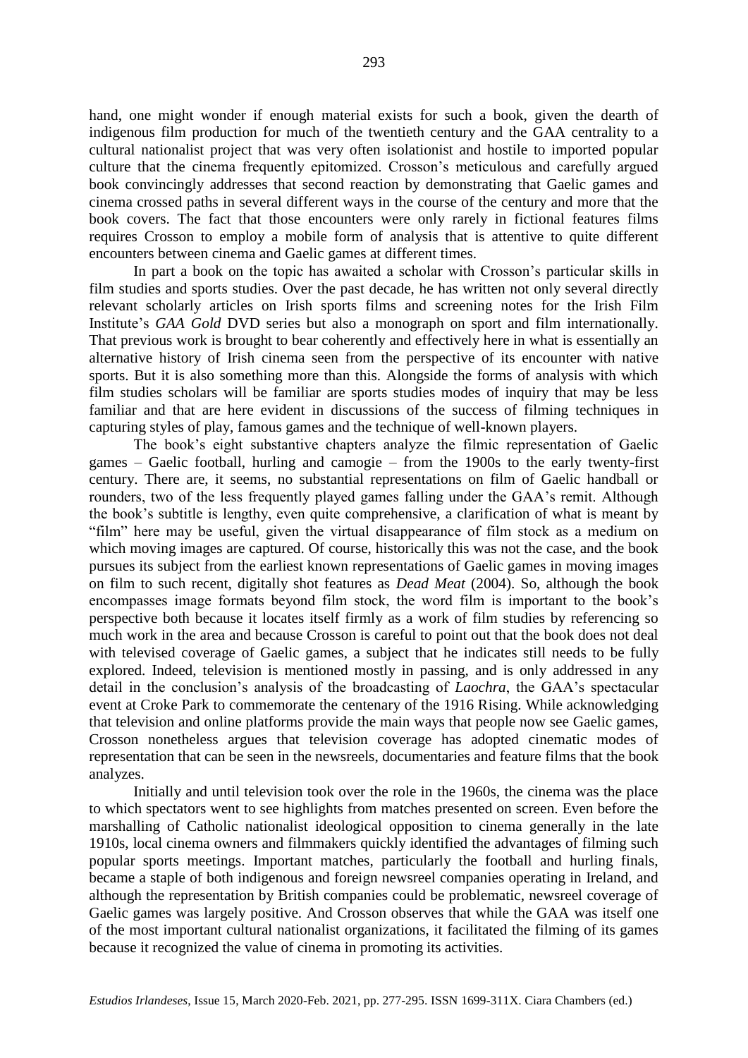hand, one might wonder if enough material exists for such a book, given the dearth of indigenous film production for much of the twentieth century and the GAA centrality to a cultural nationalist project that was very often isolationist and hostile to imported popular culture that the cinema frequently epitomized. Crosson's meticulous and carefully argued book convincingly addresses that second reaction by demonstrating that Gaelic games and cinema crossed paths in several different ways in the course of the century and more that the book covers. The fact that those encounters were only rarely in fictional features films requires Crosson to employ a mobile form of analysis that is attentive to quite different encounters between cinema and Gaelic games at different times.

In part a book on the topic has awaited a scholar with Crosson's particular skills in film studies and sports studies. Over the past decade, he has written not only several directly relevant scholarly articles on Irish sports films and screening notes for the Irish Film Institute's *GAA Gold* DVD series but also a monograph on sport and film internationally. That previous work is brought to bear coherently and effectively here in what is essentially an alternative history of Irish cinema seen from the perspective of its encounter with native sports. But it is also something more than this. Alongside the forms of analysis with which film studies scholars will be familiar are sports studies modes of inquiry that may be less familiar and that are here evident in discussions of the success of filming techniques in capturing styles of play, famous games and the technique of well-known players.

The book's eight substantive chapters analyze the filmic representation of Gaelic games – Gaelic football, hurling and camogie – from the 1900s to the early twenty-first century. There are, it seems, no substantial representations on film of Gaelic handball or rounders, two of the less frequently played games falling under the GAA's remit. Although the book's subtitle is lengthy, even quite comprehensive, a clarification of what is meant by "film" here may be useful, given the virtual disappearance of film stock as a medium on which moving images are captured. Of course, historically this was not the case, and the book pursues its subject from the earliest known representations of Gaelic games in moving images on film to such recent, digitally shot features as *Dead Meat* (2004). So, although the book encompasses image formats beyond film stock, the word film is important to the book's perspective both because it locates itself firmly as a work of film studies by referencing so much work in the area and because Crosson is careful to point out that the book does not deal with televised coverage of Gaelic games, a subject that he indicates still needs to be fully explored. Indeed, television is mentioned mostly in passing, and is only addressed in any detail in the conclusion's analysis of the broadcasting of *Laochra*, the GAA's spectacular event at Croke Park to commemorate the centenary of the 1916 Rising. While acknowledging that television and online platforms provide the main ways that people now see Gaelic games, Crosson nonetheless argues that television coverage has adopted cinematic modes of representation that can be seen in the newsreels, documentaries and feature films that the book analyzes.

Initially and until television took over the role in the 1960s, the cinema was the place to which spectators went to see highlights from matches presented on screen. Even before the marshalling of Catholic nationalist ideological opposition to cinema generally in the late 1910s, local cinema owners and filmmakers quickly identified the advantages of filming such popular sports meetings. Important matches, particularly the football and hurling finals, became a staple of both indigenous and foreign newsreel companies operating in Ireland, and although the representation by British companies could be problematic, newsreel coverage of Gaelic games was largely positive. And Crosson observes that while the GAA was itself one of the most important cultural nationalist organizations, it facilitated the filming of its games because it recognized the value of cinema in promoting its activities.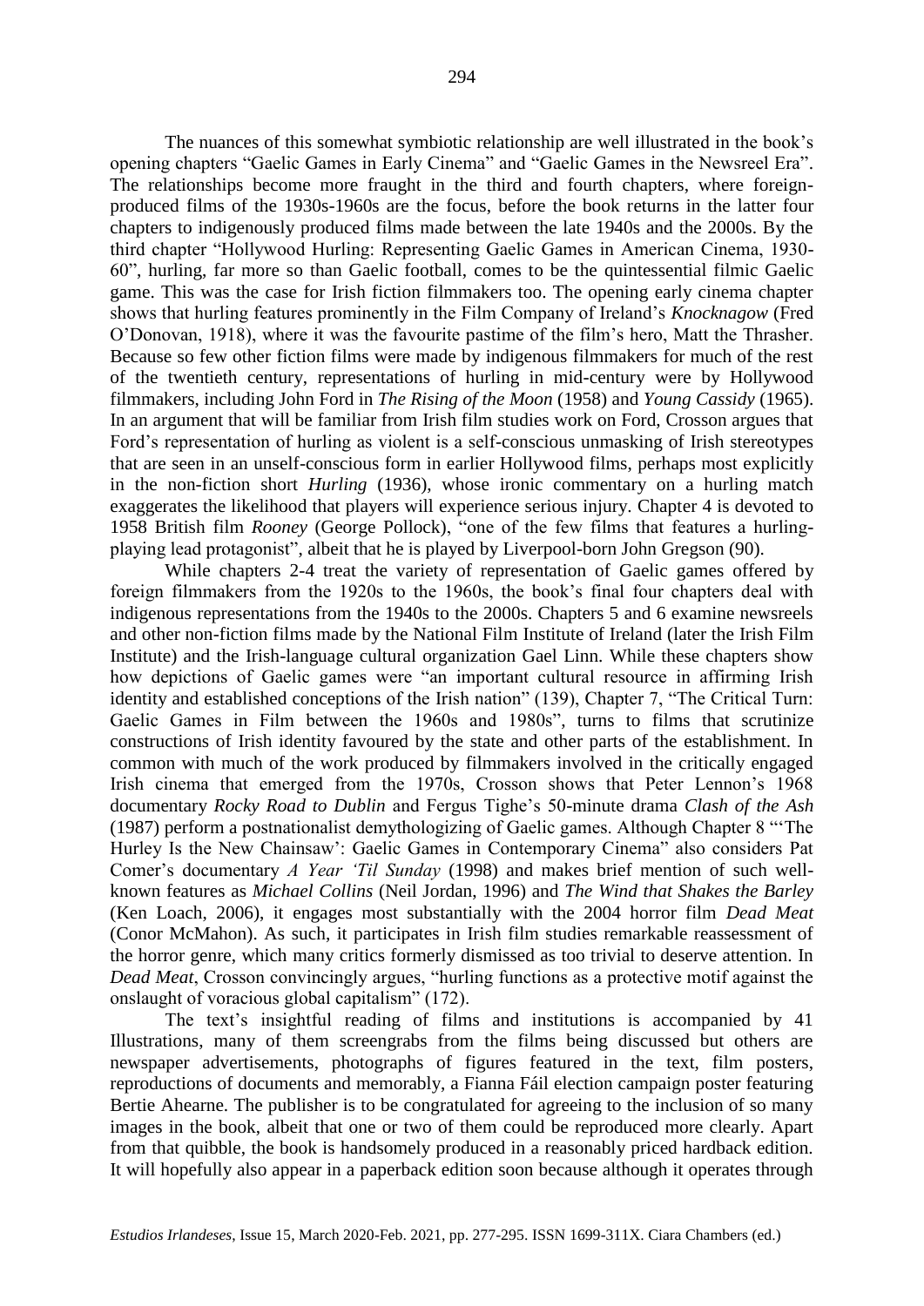The nuances of this somewhat symbiotic relationship are well illustrated in the book's opening chapters "Gaelic Games in Early Cinema" and "Gaelic Games in the Newsreel Era". The relationships become more fraught in the third and fourth chapters, where foreign-produced films of the 1930s-1960s are the focus, before the book returns in the latter four chapters to indigenously produced films made between the late 1940s and the 2000s. By the third chapter "Hollywood Hurling: Representing Gaelic Games in American Cinema, 1930-60", hurling, far more so than Gaelic football, comes to be the quintessential filmic Gaelic game. This was the case for Irish fiction filmmakers too. The opening early cinema chapter shows that hurling features prominently in the Film Company of Ireland's *Knocknagow* (Fred O'Donovan, 1918), where it was the favourite pastime of the film's hero, Matt the Thrasher. Because so few other fiction films were made by indigenous filmmakers for much of the rest of the twentieth century, representations of hurling in mid-century were by Hollywood filmmakers, including John Ford in *The Rising of the Moon* (1958) and *Young Cassidy* (1965). In an argument that will be familiar from Irish film studies work on Ford, Crosson argues that Ford's representation of hurling as violent is a self-conscious unmasking of Irish stereotypes that are seen in an unself-conscious form in earlier Hollywood films, perhaps most explicitly in the non-fiction short *Hurling* (1936), whose ironic commentary on a hurling match exaggerates the likelihood that players will experience serious injury. Chapter 4 is devoted to 1958 British film *Rooney* (George Pollock), "one of the few films that features a hurling-playing lead protagonist", albeit that he is played by Liverpool-born John Gregson (90).

While chapters 2-4 treat the variety of representation of Gaelic games offered by foreign filmmakers from the 1920s to the 1960s, the book's final four chapters deal with indigenous representations from the 1940s to the 2000s. Chapters 5 and 6 examine newsreels and other non-fiction films made by the National Film Institute of Ireland (later the Irish Film Institute) and the Irish-language cultural organization Gael Linn. While these chapters show how depictions of Gaelic games were "an important cultural resource in affirming Irish identity and established conceptions of the Irish nation" (139), Chapter 7, "The Critical Turn: Gaelic Games in Film between the 1960s and 1980s", turns to films that scrutinize constructions of Irish identity favoured by the state and other parts of the establishment. In common with much of the work produced by filmmakers involved in the critically engaged Irish cinema that emerged from the 1970s, Crosson shows that Peter Lennon's 1968 documentary *Rocky Road to Dublin* and Fergus Tighe's 50-minute drama *Clash of the Ash* (1987) perform a postnationalist demythologizing of Gaelic games. Although Chapter 8 "'The Hurley Is the New Chainsaw': Gaelic Games in Contemporary Cinema" also considers Pat Comer's documentary *A Year 'Til Sunday* (1998) and makes brief mention of such well-known features as *Michael Collins* (Neil Jordan, 1996) and *The Wind that Shakes the Barley* (Ken Loach, 2006), it engages most substantially with the 2004 horror film *Dead Meat* (Conor McMahon). As such, it participates in Irish film studies remarkable reassessment of the horror genre, which many critics formerly dismissed as too trivial to deserve attention. In *Dead Meat*, Crosson convincingly argues, "hurling functions as a protective motif against the onslaught of voracious global capitalism" (172).

The text's insightful reading of films and institutions is accompanied by 41 Illustrations, many of them screengrabs from the films being discussed but others are newspaper advertisements, photographs of figures featured in the text, film posters, reproductions of documents and memorably, a Fianna Fáil election campaign poster featuring Bertie Ahearne. The publisher is to be congratulated for agreeing to the inclusion of so many images in the book, albeit that one or two of them could be reproduced more clearly. Apart from that quibble, the book is handsomely produced in a reasonably priced hardback edition. It will hopefully also appear in a paperback edition soon because although it operates through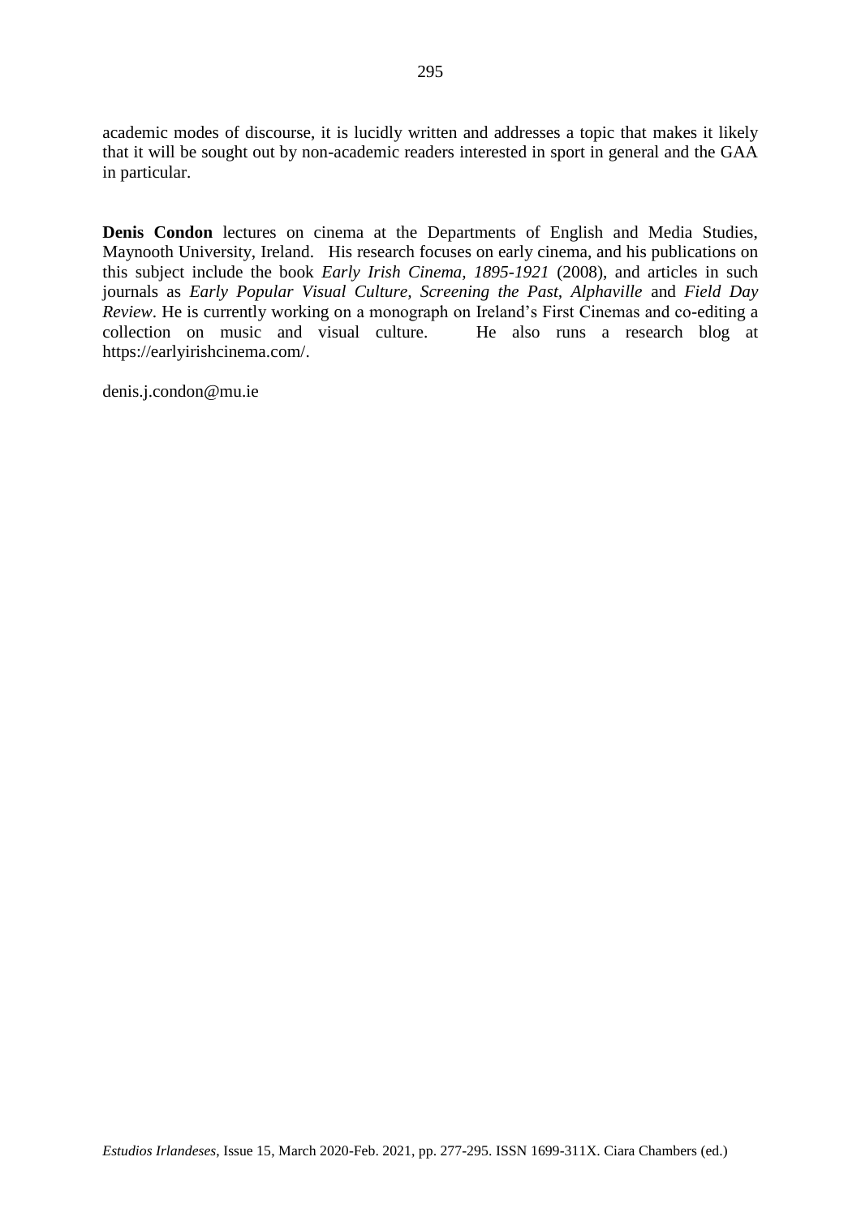academic modes of discourse, it is lucidly written and addresses a topic that makes it likely that it will be sought out by non-academic readers interested in sport in general and the GAA in particular.

**Denis Condon** lectures on cinema at the Departments of English and Media Studies, Maynooth University, Ireland. His research focuses on early cinema, and his publications on this subject include the book *Early Irish Cinema, 1895-1921* (2008), and articles in such journals as *Early Popular Visual Culture, Screening the Past, Alphaville* and *Field Day Review*. He is currently working on a monograph on Ireland's First Cinemas and co-editing a collection on music and visual culture. He also runs a research blog at https://earlyirishcinema.com/.

denis.j.condon@mu.ie